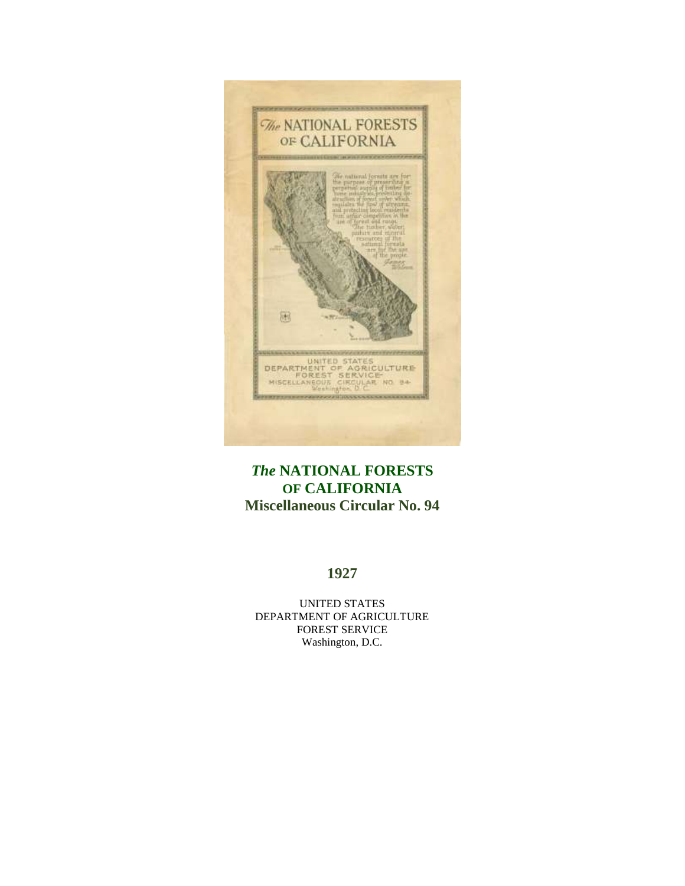*The* **NATIONAL FORESTS OF CALIFORNIA**

**Miscellaneous Circular No. 94**

**1927**

UNITED STATES
DEPARTMENT OF AGRICULTURE
FOREST SERVICE
Washington, D.C.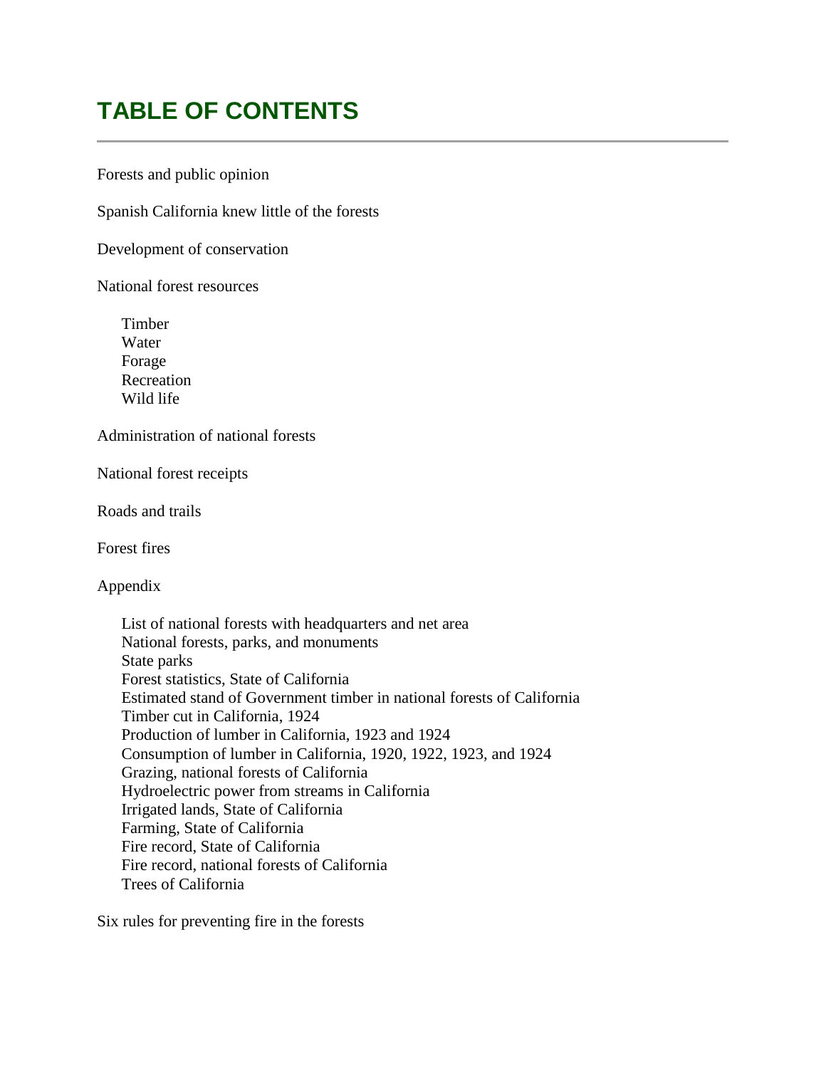# TABLE OF CONTENTS

---

Forests and public opinion

Spanish California knew little of the forests

Development of conservation

National forest resources

- Timber
- Water
- Forage
- Recreation
- Wild life

Administration of national forests

National forest receipts

Roads and trails

Forest fires

Appendix

- List of national forests with headquarters and net area
- National forests, parks, and monuments
- State parks
- Forest statistics, State of California
- Estimated stand of Government timber in national forests of California
- Timber cut in California, 1924
- Production of lumber in California, 1923 and 1924
- Consumption of lumber in California, 1920, 1922, 1923, and 1924
- Grazing, national forests of California
- Hydroelectric power from streams in California
- Irrigated lands, State of California
- Farming, State of California
- Fire record, State of California
- Fire record, national forests of California
- Trees of California

Six rules for preventing fire in the forests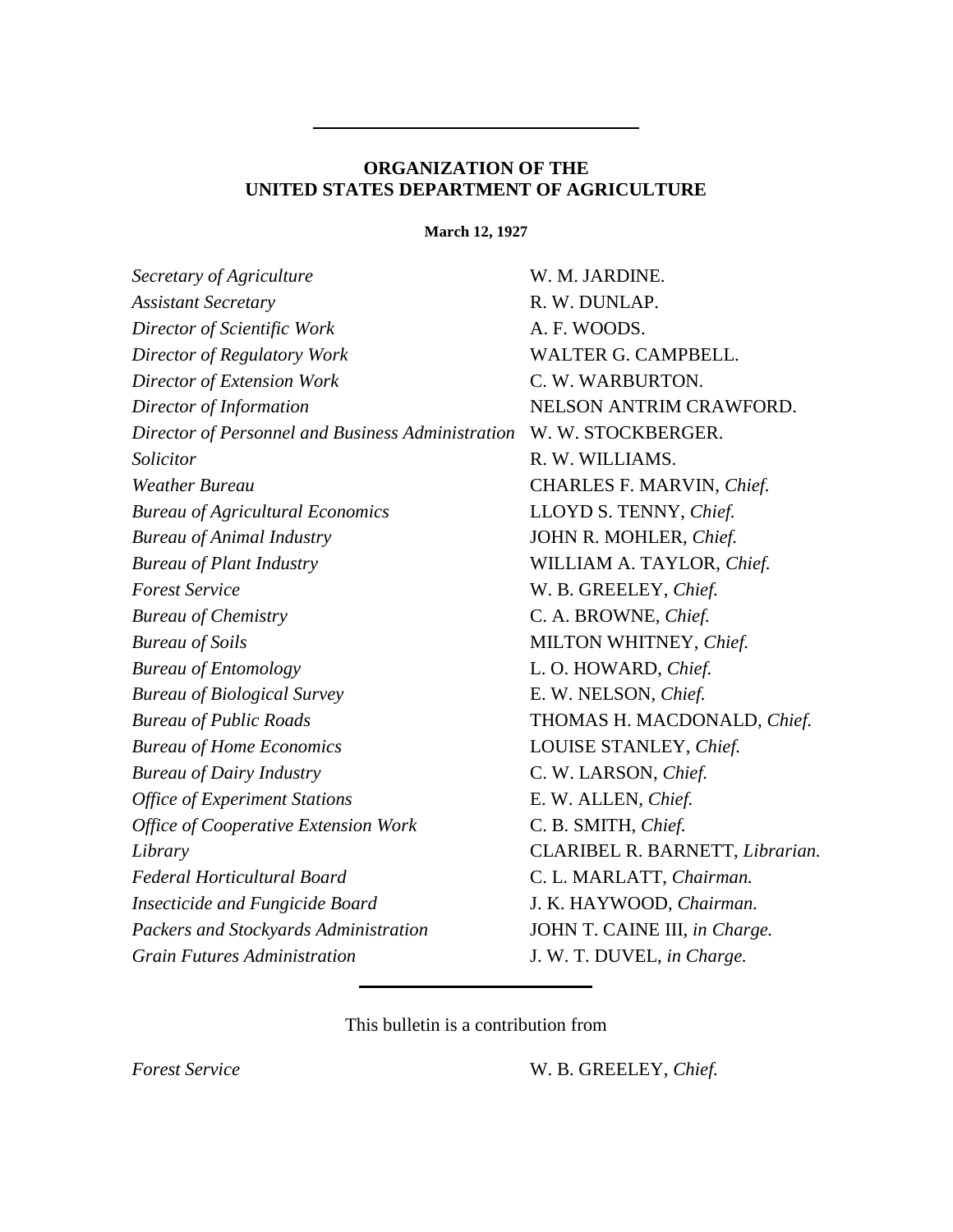---

## ORGANIZATION OF THE UNITED STATES DEPARTMENT OF AGRICULTURE

**March 12, 1927**

| | |
|---|---|
| *Secretary of Agriculture* | W. M. JARDINE. |
| *Assistant Secretary* | R. W. DUNLAP. |
| *Director of Scientific Work* | A. F. WOODS. |
| *Director of Regulatory Work* | WALTER G. CAMPBELL. |
| *Director of Extension Work* | C. W. WARBURTON. |
| *Director of Information* | NELSON ANTRIM CRAWFORD. |
| *Director of Personnel and Business Administration* | W. W. STOCKBERGER. |
| *Solicitor* | R. W. WILLIAMS. |
| *Weather Bureau* | CHARLES F. MARVIN, *Chief.* |
| *Bureau of Agricultural Economics* | LLOYD S. TENNY, *Chief.* |
| *Bureau of Animal Industry* | JOHN R. MOHLER, *Chief.* |
| *Bureau of Plant Industry* | WILLIAM A. TAYLOR, *Chief.* |
| *Forest Service* | W. B. GREELEY, *Chief.* |
| *Bureau of Chemistry* | C. A. BROWNE, *Chief.* |
| *Bureau of Soils* | MILTON WHITNEY, *Chief.* |
| *Bureau of Entomology* | L. O. HOWARD, *Chief.* |
| *Bureau of Biological Survey* | E. W. NELSON, *Chief.* |
| *Bureau of Public Roads* | THOMAS H. MACDONALD, *Chief.* |
| *Bureau of Home Economics* | LOUISE STANLEY, *Chief.* |
| *Bureau of Dairy Industry* | C. W. LARSON, *Chief.* |
| *Office of Experiment Stations* | E. W. ALLEN, *Chief.* |
| *Office of Cooperative Extension Work* | C. B. SMITH, *Chief.* |
| *Library* | CLARIBEL R. BARNETT, *Librarian.* |
| *Federal Horticultural Board* | C. L. MARLATT, *Chairman.* |
| *Insecticide and Fungicide Board* | J. K. HAYWOOD, *Chairman.* |
| *Packers and Stockyards Administration* | JOHN T. CAINE III, *in Charge.* |
| *Grain Futures Administration* | J. W. T. DUVEL, *in Charge.* |

---

This bulletin is a contribution from

| | |
|---|---|
| *Forest Service* | W. B. GREELEY, *Chief.* |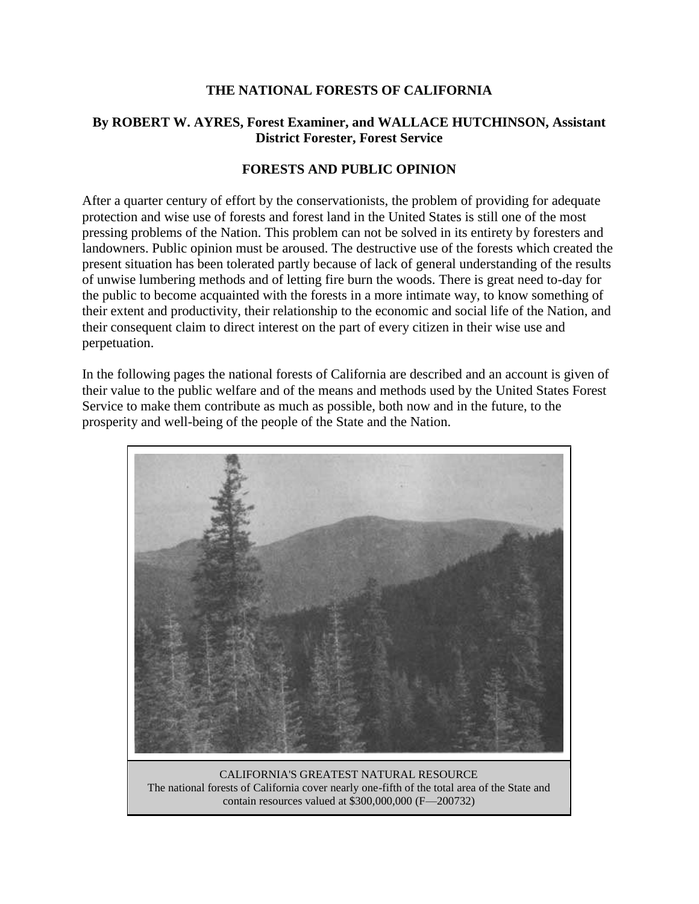# THE NATIONAL FORESTS OF CALIFORNIA

**By ROBERT W. AYRES, Forest Examiner, and WALLACE HUTCHINSON, Assistant District Forester, Forest Service**

## FORESTS AND PUBLIC OPINION

After a quarter century of effort by the conservationists, the problem of providing for adequate protection and wise use of forests and forest land in the United States is still one of the most pressing problems of the Nation. This problem can not be solved in its entirety by foresters and landowners. Public opinion must be aroused. The destructive use of the forests which created the present situation has been tolerated partly because of lack of general understanding of the results of unwise lumbering methods and of letting fire burn the woods. There is great need to-day for the public to become acquainted with the forests in a more intimate way, to know something of their extent and productivity, their relationship to the economic and social life of the Nation, and their consequent claim to direct interest on the part of every citizen in their wise use and perpetuation.

In the following pages the national forests of California are described and an account is given of their value to the public welfare and of the means and methods used by the United States Forest Service to make them contribute as much as possible, both now and in the future, to the prosperity and well-being of the people of the State and the Nation.

CALIFORNIA'S GREATEST NATURAL RESOURCE
The national forests of California cover nearly one-fifth of the total area of the State and contain resources valued at $300,000,000 (F—200732)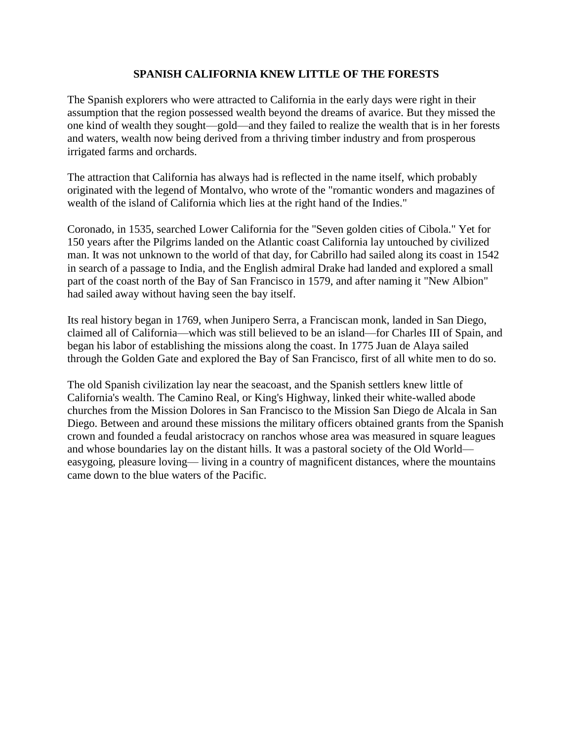## SPANISH CALIFORNIA KNEW LITTLE OF THE FORESTS

The Spanish explorers who were attracted to California in the early days were right in their assumption that the region possessed wealth beyond the dreams of avarice. But they missed the one kind of wealth they sought—gold—and they failed to realize the wealth that is in her forests and waters, wealth now being derived from a thriving timber industry and from prosperous irrigated farms and orchards.

The attraction that California has always had is reflected in the name itself, which probably originated with the legend of Montalvo, who wrote of the "romantic wonders and magazines of wealth of the island of California which lies at the right hand of the Indies."

Coronado, in 1535, searched Lower California for the "Seven golden cities of Cibola." Yet for 150 years after the Pilgrims landed on the Atlantic coast California lay untouched by civilized man. It was not unknown to the world of that day, for Cabrillo had sailed along its coast in 1542 in search of a passage to India, and the English admiral Drake had landed and explored a small part of the coast north of the Bay of San Francisco in 1579, and after naming it "New Albion" had sailed away without having seen the bay itself.

Its real history began in 1769, when Junipero Serra, a Franciscan monk, landed in San Diego, claimed all of California—which was still believed to be an island—for Charles III of Spain, and began his labor of establishing the missions along the coast. In 1775 Juan de Alaya sailed through the Golden Gate and explored the Bay of San Francisco, first of all white men to do so.

The old Spanish civilization lay near the seacoast, and the Spanish settlers knew little of California's wealth. The Camino Real, or King's Highway, linked their white-walled abode churches from the Mission Dolores in San Francisco to the Mission San Diego de Alcala in San Diego. Between and around these missions the military officers obtained grants from the Spanish crown and founded a feudal aristocracy on ranchos whose area was measured in square leagues and whose boundaries lay on the distant hills. It was a pastoral society of the Old World—easygoing, pleasure loving— living in a country of magnificent distances, where the mountains came down to the blue waters of the Pacific.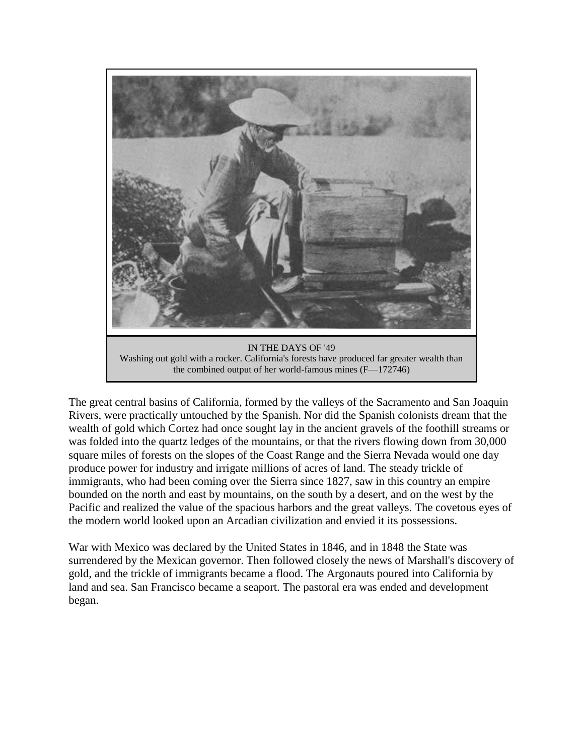IN THE DAYS OF '49

Washing out gold with a rocker. California's forests have produced far greater wealth than the combined output of her world-famous mines (F—172746)

The great central basins of California, formed by the valleys of the Sacramento and San Joaquin Rivers, were practically untouched by the Spanish. Nor did the Spanish colonists dream that the wealth of gold which Cortez had once sought lay in the ancient gravels of the foothill streams or was folded into the quartz ledges of the mountains, or that the rivers flowing down from 30,000 square miles of forests on the slopes of the Coast Range and the Sierra Nevada would one day produce power for industry and irrigate millions of acres of land. The steady trickle of immigrants, who had been coming over the Sierra since 1827, saw in this country an empire bounded on the north and east by mountains, on the south by a desert, and on the west by the Pacific and realized the value of the spacious harbors and the great valleys. The covetous eyes of the modern world looked upon an Arcadian civilization and envied it its possessions.

War with Mexico was declared by the United States in 1846, and in 1848 the State was surrendered by the Mexican governor. Then followed closely the news of Marshall's discovery of gold, and the trickle of immigrants became a flood. The Argonauts poured into California by land and sea. San Francisco became a seaport. The pastoral era was ended and development began.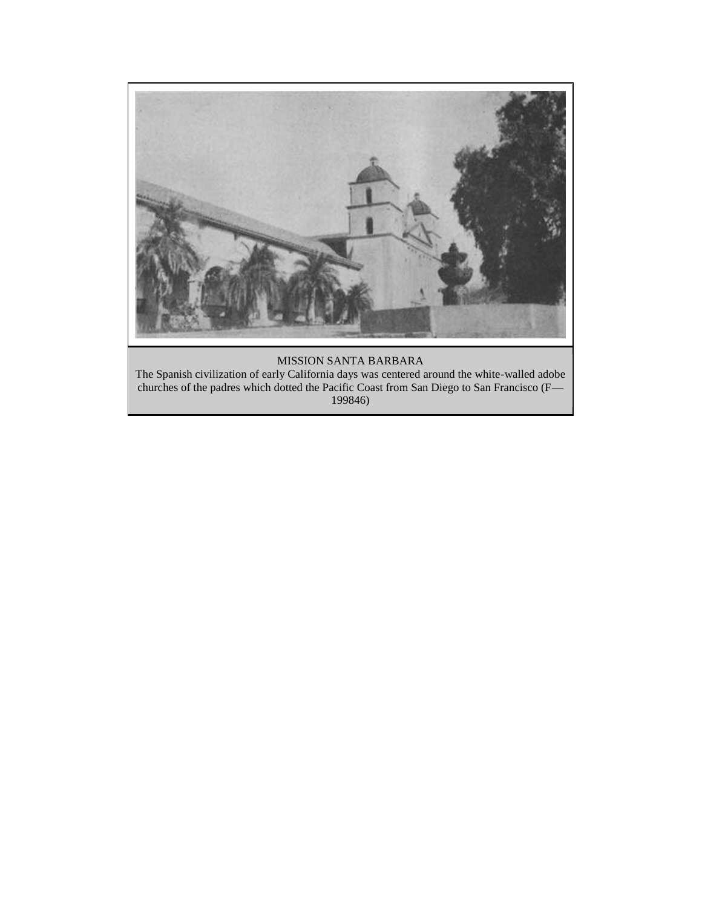MISSION SANTA BARBARA

The Spanish civilization of early California days was centered around the white-walled adobe churches of the padres which dotted the Pacific Coast from San Diego to San Francisco (F—199846)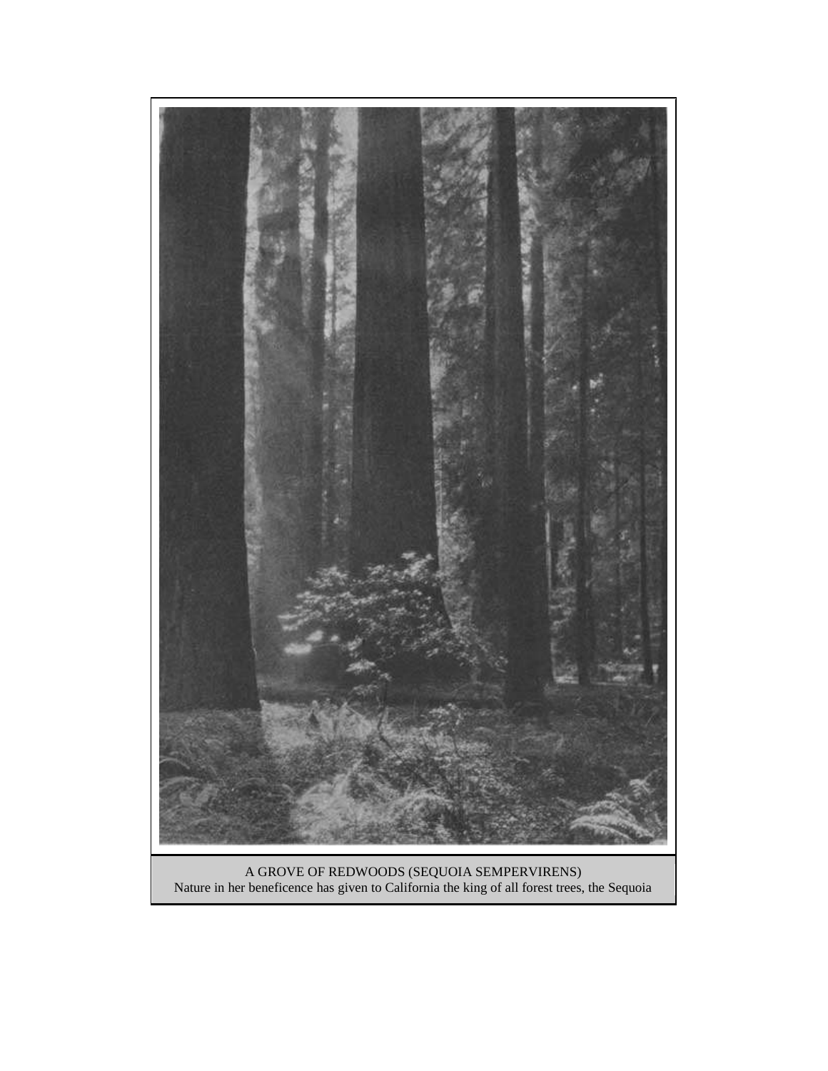A GROVE OF REDWOODS (SEQUOIA SEMPERVIRENS)
Nature in her beneficence has given to California the king of all forest trees, the Sequoia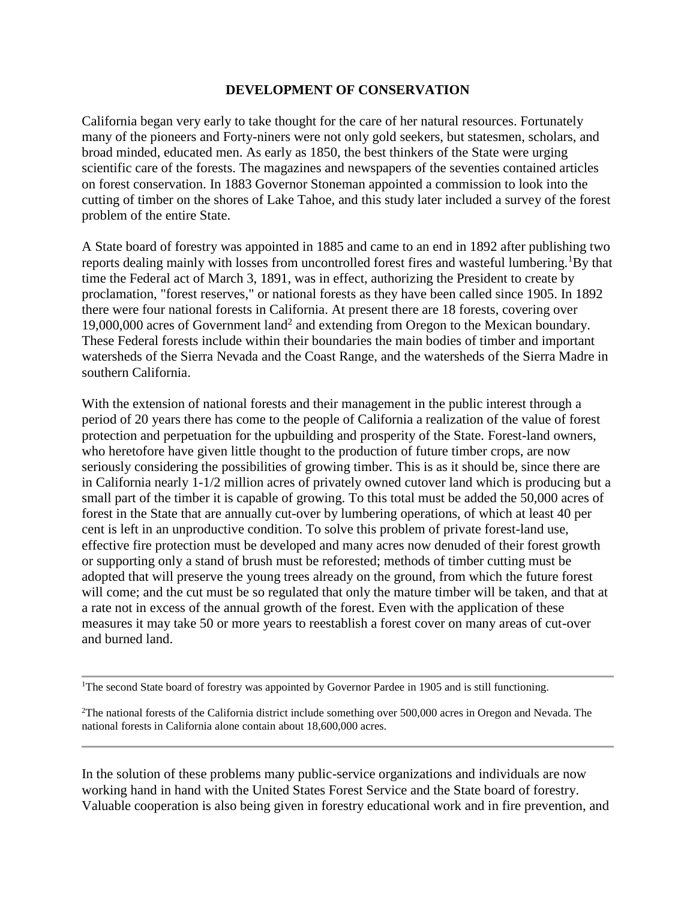## DEVELOPMENT OF CONSERVATION

California began very early to take thought for the care of her natural resources. Fortunately many of the pioneers and Forty-niners were not only gold seekers, but statesmen, scholars, and broad minded, educated men. As early as 1850, the best thinkers of the State were urging scientific care of the forests. The magazines and newspapers of the seventies contained articles on forest conservation. In 1883 Governor Stoneman appointed a commission to look into the cutting of timber on the shores of Lake Tahoe, and this study later included a survey of the forest problem of the entire State.

A State board of forestry was appointed in 1885 and came to an end in 1892 after publishing two reports dealing mainly with losses from uncontrolled forest fires and wasteful lumbering.[1] By that time the Federal act of March 3, 1891, was in effect, authorizing the President to create by proclamation, "forest reserves," or national forests as they have been called since 1905. In 1892 there were four national forests in California. At present there are 18 forests, covering over 19,000,000 acres of Government land[2] and extending from Oregon to the Mexican boundary. These Federal forests include within their boundaries the main bodies of timber and important watersheds of the Sierra Nevada and the Coast Range, and the watersheds of the Sierra Madre in southern California.

With the extension of national forests and their management in the public interest through a period of 20 years there has come to the people of California a realization of the value of forest protection and perpetuation for the upbuilding and prosperity of the State. Forest-land owners, who heretofore have given little thought to the production of future timber crops, are now seriously considering the possibilities of growing timber. This is as it should be, since there are in California nearly 1-1/2 million acres of privately owned cutover land which is producing but a small part of the timber it is capable of growing. To this total must be added the 50,000 acres of forest in the State that are annually cut-over by lumbering operations, of which at least 40 per cent is left in an unproductive condition. To solve this problem of private forest-land use, effective fire protection must be developed and many acres now denuded of their forest growth or supporting only a stand of brush must be reforested; methods of timber cutting must be adopted that will preserve the young trees already on the ground, from which the future forest will come; and the cut must be so regulated that only the mature timber will be taken, and that at a rate not in excess of the annual growth of the forest. Even with the application of these measures it may take 50 or more years to reestablish a forest cover on many areas of cut-over and burned land.

---

[1] The second State board of forestry was appointed by Governor Pardee in 1905 and is still functioning.

[2] The national forests of the California district include something over 500,000 acres in Oregon and Nevada. The national forests in California alone contain about 18,600,000 acres.

---

In the solution of these problems many public-service organizations and individuals are now working hand in hand with the United States Forest Service and the State board of forestry. Valuable cooperation is also being given in forestry educational work and in fire prevention, and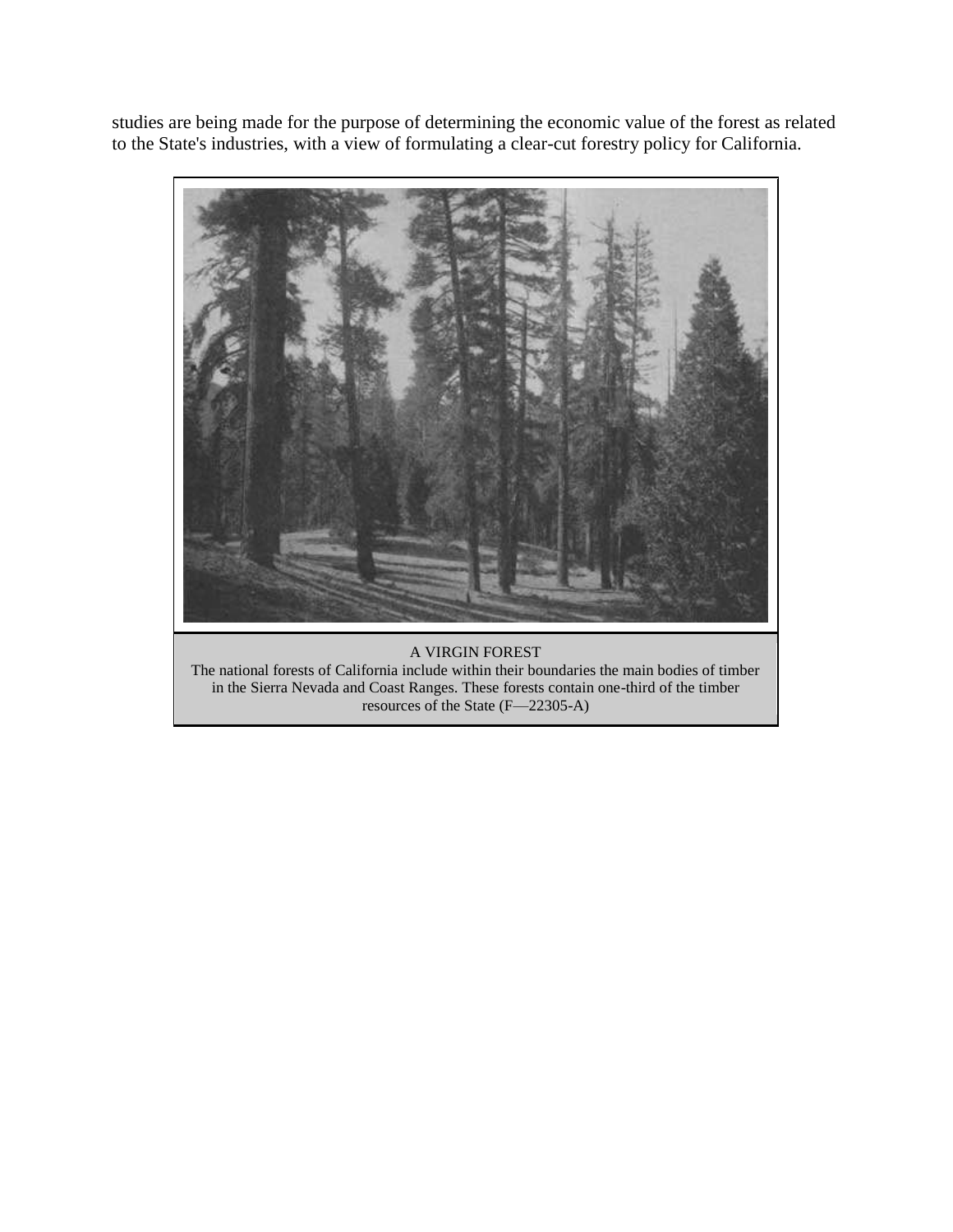studies are being made for the purpose of determining the economic value of the forest as related to the State's industries, with a view of formulating a clear-cut forestry policy for California.

A VIRGIN FOREST
The national forests of California include within their boundaries the main bodies of timber in the Sierra Nevada and Coast Ranges. These forests contain one-third of the timber resources of the State (F—22305-A)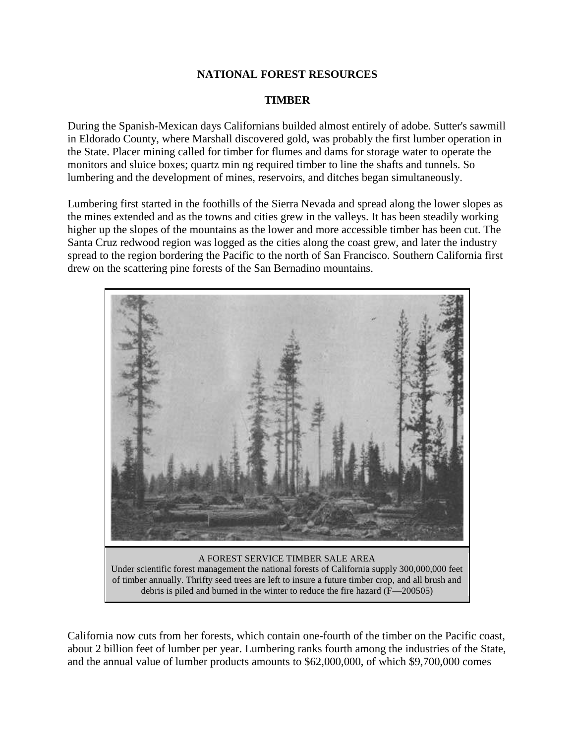## NATIONAL FOREST RESOURCES

### TIMBER

During the Spanish-Mexican days Californians builded almost entirely of adobe. Sutter's sawmill in Eldorado County, where Marshall discovered gold, was probably the first lumber operation in the State. Placer mining called for timber for flumes and dams for storage water to operate the monitors and sluice boxes; quartz min ng required timber to line the shafts and tunnels. So lumbering and the development of mines, reservoirs, and ditches began simultaneously.

Lumbering first started in the foothills of the Sierra Nevada and spread along the lower slopes as the mines extended and as the towns and cities grew in the valleys. It has been steadily working higher up the slopes of the mountains as the lower and more accessible timber has been cut. The Santa Cruz redwood region was logged as the cities along the coast grew, and later the industry spread to the region bordering the Pacific to the north of San Francisco. Southern California first drew on the scattering pine forests of the San Bernadino mountains.

A FOREST SERVICE TIMBER SALE AREA
Under scientific forest management the national forests of California supply 300,000,000 feet of timber annually. Thrifty seed trees are left to insure a future timber crop, and all brush and debris is piled and burned in the winter to reduce the fire hazard (F—200505)

California now cuts from her forests, which contain one-fourth of the timber on the Pacific coast, about 2 billion feet of lumber per year. Lumbering ranks fourth among the industries of the State, and the annual value of lumber products amounts to $62,000,000, of which $9,700,000 comes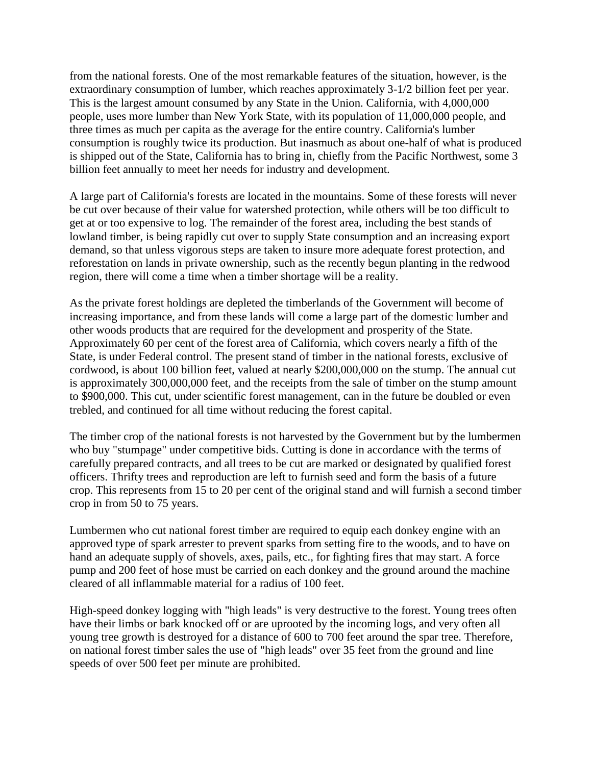from the national forests. One of the most remarkable features of the situation, however, is the extraordinary consumption of lumber, which reaches approximately 3-1/2 billion feet per year. This is the largest amount consumed by any State in the Union. California, with 4,000,000 people, uses more lumber than New York State, with its population of 11,000,000 people, and three times as much per capita as the average for the entire country. California's lumber consumption is roughly twice its production. But inasmuch as about one-half of what is produced is shipped out of the State, California has to bring in, chiefly from the Pacific Northwest, some 3 billion feet annually to meet her needs for industry and development.

A large part of California's forests are located in the mountains. Some of these forests will never be cut over because of their value for watershed protection, while others will be too difficult to get at or too expensive to log. The remainder of the forest area, including the best stands of lowland timber, is being rapidly cut over to supply State consumption and an increasing export demand, so that unless vigorous steps are taken to insure more adequate forest protection, and reforestation on lands in private ownership, such as the recently begun planting in the redwood region, there will come a time when a timber shortage will be a reality.

As the private forest holdings are depleted the timberlands of the Government will become of increasing importance, and from these lands will come a large part of the domestic lumber and other woods products that are required for the development and prosperity of the State. Approximately 60 per cent of the forest area of California, which covers nearly a fifth of the State, is under Federal control. The present stand of timber in the national forests, exclusive of cordwood, is about 100 billion feet, valued at nearly $200,000,000 on the stump. The annual cut is approximately 300,000,000 feet, and the receipts from the sale of timber on the stump amount to $900,000. This cut, under scientific forest management, can in the future be doubled or even trebled, and continued for all time without reducing the forest capital.

The timber crop of the national forests is not harvested by the Government but by the lumbermen who buy "stumpage" under competitive bids. Cutting is done in accordance with the terms of carefully prepared contracts, and all trees to be cut are marked or designated by qualified forest officers. Thrifty trees and reproduction are left to furnish seed and form the basis of a future crop. This represents from 15 to 20 per cent of the original stand and will furnish a second timber crop in from 50 to 75 years.

Lumbermen who cut national forest timber are required to equip each donkey engine with an approved type of spark arrester to prevent sparks from setting fire to the woods, and to have on hand an adequate supply of shovels, axes, pails, etc., for fighting fires that may start. A force pump and 200 feet of hose must be carried on each donkey and the ground around the machine cleared of all inflammable material for a radius of 100 feet.

High-speed donkey logging with "high leads" is very destructive to the forest. Young trees often have their limbs or bark knocked off or are uprooted by the incoming logs, and very often all young tree growth is destroyed for a distance of 600 to 700 feet around the spar tree. Therefore, on national forest timber sales the use of "high leads" over 35 feet from the ground and line speeds of over 500 feet per minute are prohibited.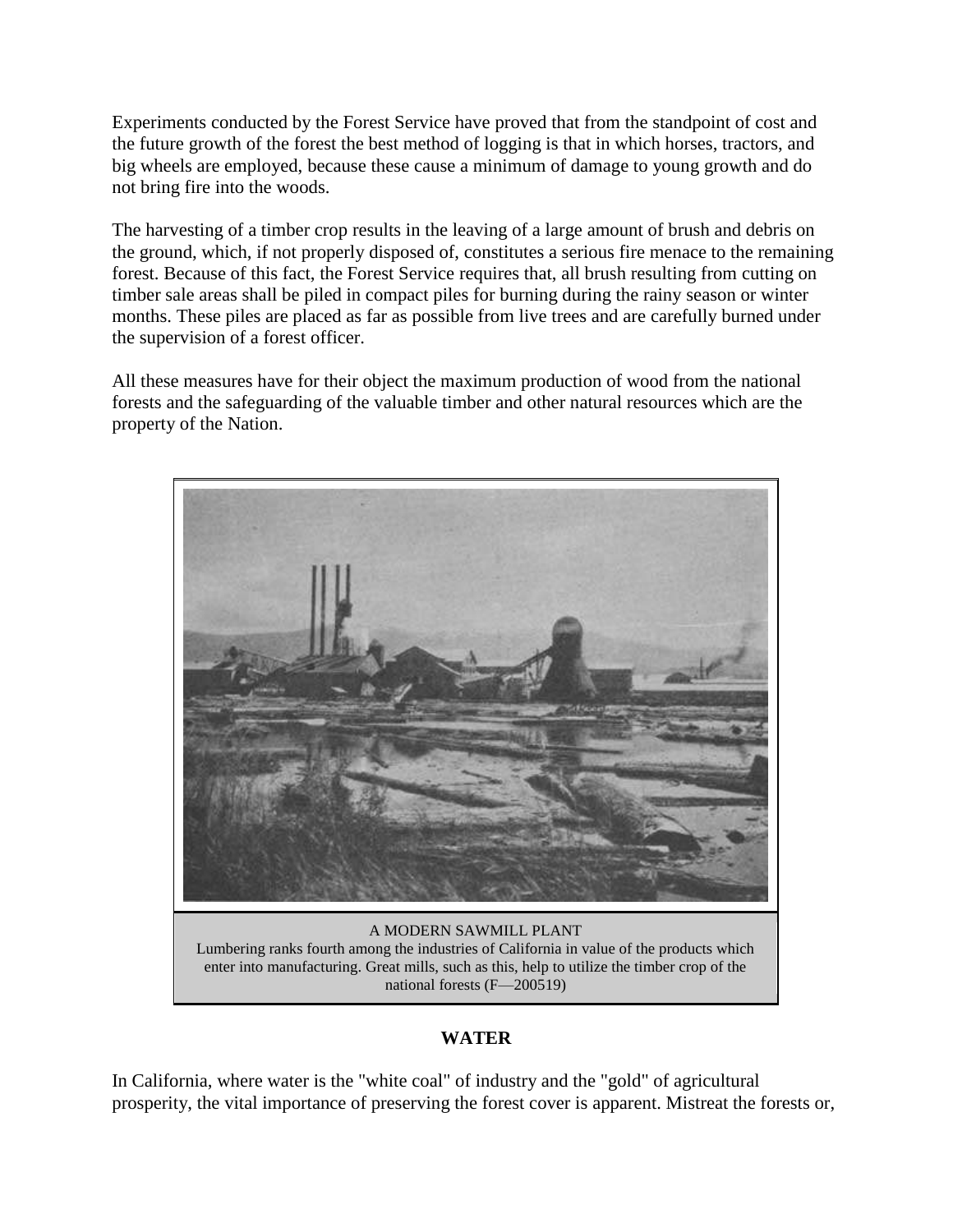Experiments conducted by the Forest Service have proved that from the standpoint of cost and the future growth of the forest the best method of logging is that in which horses, tractors, and big wheels are employed, because these cause a minimum of damage to young growth and do not bring fire into the woods.

The harvesting of a timber crop results in the leaving of a large amount of brush and debris on the ground, which, if not properly disposed of, constitutes a serious fire menace to the remaining forest. Because of this fact, the Forest Service requires that, all brush resulting from cutting on timber sale areas shall be piled in compact piles for burning during the rainy season or winter months. These piles are placed as far as possible from live trees and are carefully burned under the supervision of a forest officer.

All these measures have for their object the maximum production of wood from the national forests and the safeguarding of the valuable timber and other natural resources which are the property of the Nation.

A MODERN SAWMILL PLANT
Lumbering ranks fourth among the industries of California in value of the products which enter into manufacturing. Great mills, such as this, help to utilize the timber crop of the national forests (F—200519)

## WATER

In California, where water is the "white coal" of industry and the "gold" of agricultural prosperity, the vital importance of preserving the forest cover is apparent. Mistreat the forests or,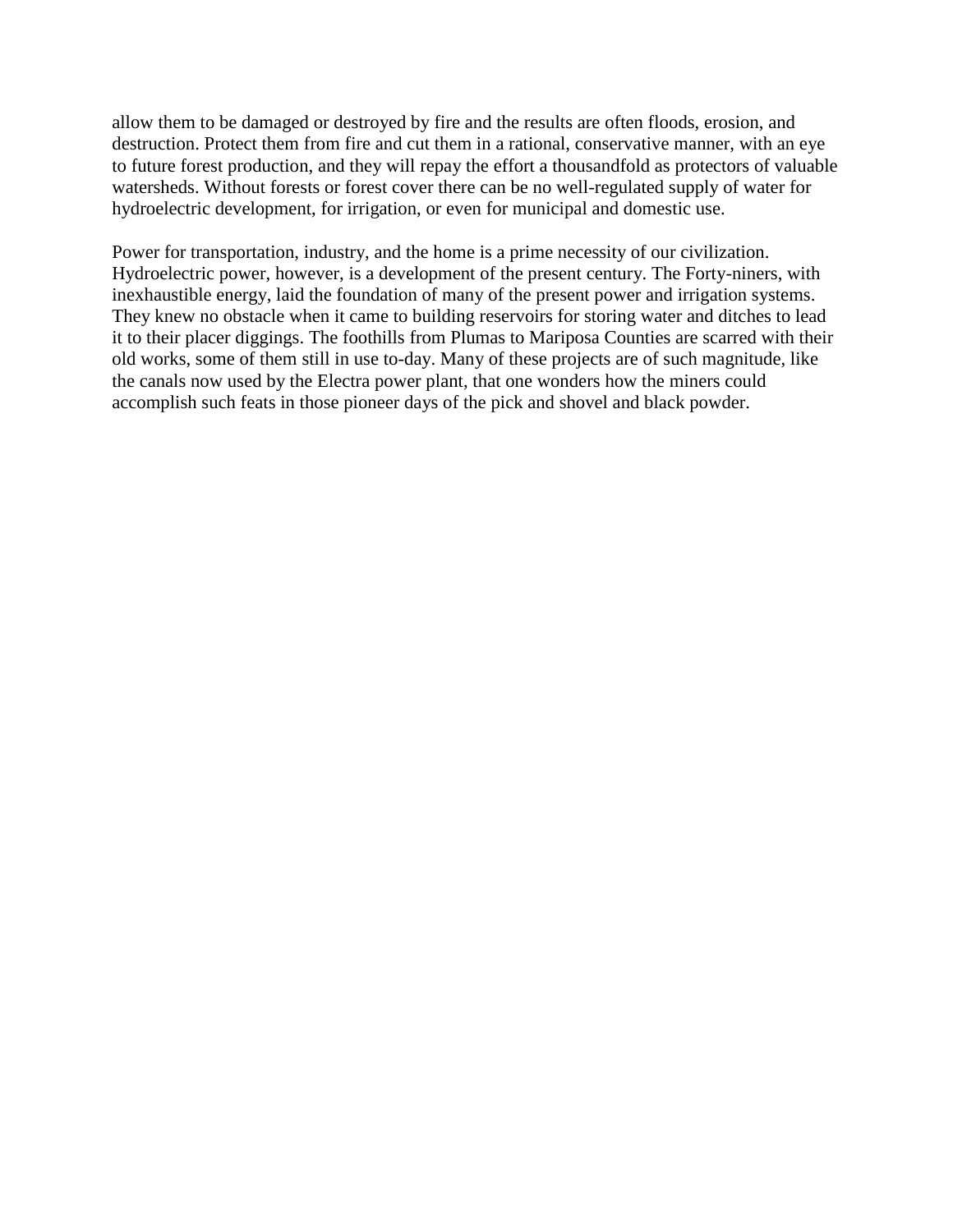allow them to be damaged or destroyed by fire and the results are often floods, erosion, and destruction. Protect them from fire and cut them in a rational, conservative manner, with an eye to future forest production, and they will repay the effort a thousandfold as protectors of valuable watersheds. Without forests or forest cover there can be no well-regulated supply of water for hydroelectric development, for irrigation, or even for municipal and domestic use.

Power for transportation, industry, and the home is a prime necessity of our civilization. Hydroelectric power, however, is a development of the present century. The Forty-niners, with inexhaustible energy, laid the foundation of many of the present power and irrigation systems. They knew no obstacle when it came to building reservoirs for storing water and ditches to lead it to their placer diggings. The foothills from Plumas to Mariposa Counties are scarred with their old works, some of them still in use to-day. Many of these projects are of such magnitude, like the canals now used by the Electra power plant, that one wonders how the miners could accomplish such feats in those pioneer days of the pick and shovel and black powder.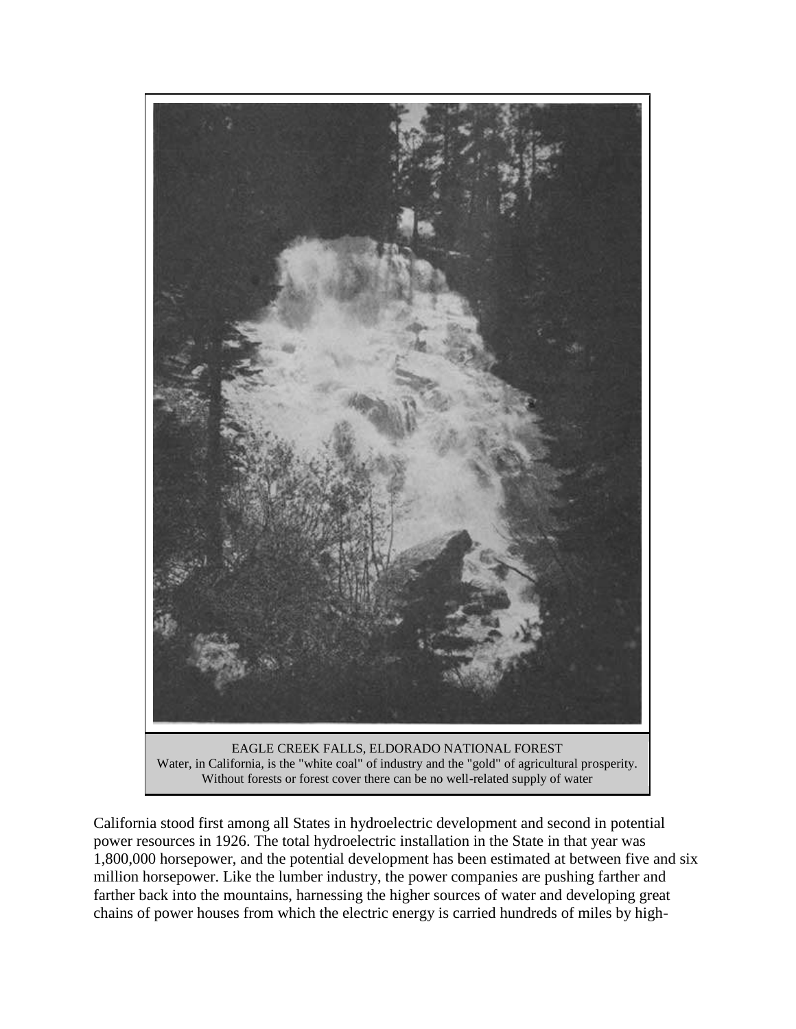EAGLE CREEK FALLS, ELDORADO NATIONAL FOREST
Water, in California, is the "white coal" of industry and the "gold" of agricultural prosperity. Without forests or forest cover there can be no well-related supply of water

California stood first among all States in hydroelectric development and second in potential power resources in 1926. The total hydroelectric installation in the State in that year was 1,800,000 horsepower, and the potential development has been estimated at between five and six million horsepower. Like the lumber industry, the power companies are pushing farther and farther back into the mountains, harnessing the higher sources of water and developing great chains of power houses from which the electric energy is carried hundreds of miles by high-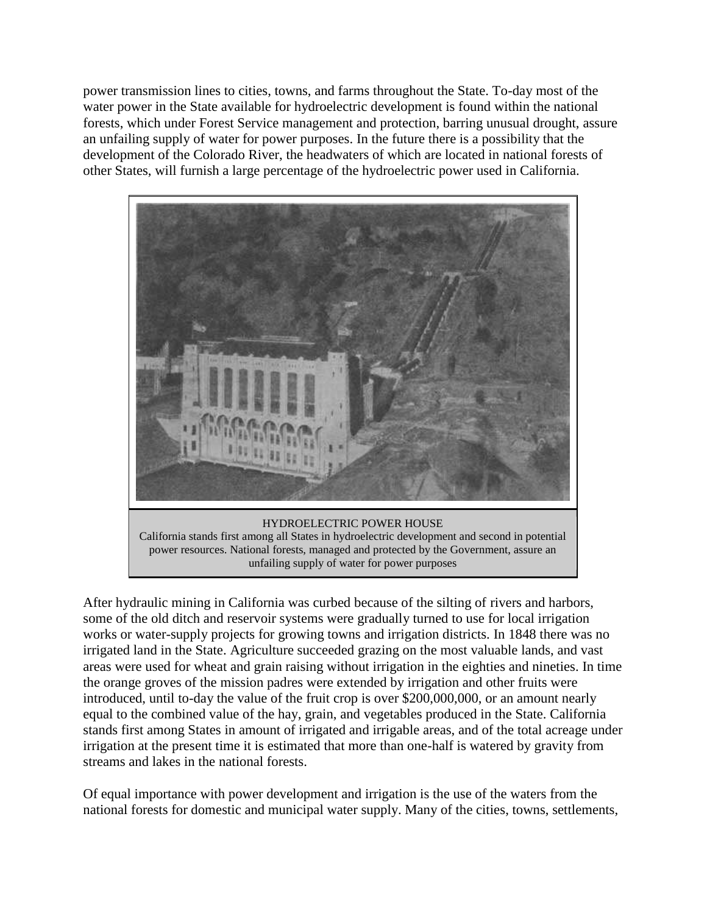power transmission lines to cities, towns, and farms throughout the State. To-day most of the water power in the State available for hydroelectric development is found within the national forests, which under Forest Service management and protection, barring unusual drought, assure an unfailing supply of water for power purposes. In the future there is a possibility that the development of the Colorado River, the headwaters of which are located in national forests of other States, will furnish a large percentage of the hydroelectric power used in California.

HYDROELECTRIC POWER HOUSE
California stands first among all States in hydroelectric development and second in potential power resources. National forests, managed and protected by the Government, assure an unfailing supply of water for power purposes

After hydraulic mining in California was curbed because of the silting of rivers and harbors, some of the old ditch and reservoir systems were gradually turned to use for local irrigation works or water-supply projects for growing towns and irrigation districts. In 1848 there was no irrigated land in the State. Agriculture succeeded grazing on the most valuable lands, and vast areas were used for wheat and grain raising without irrigation in the eighties and nineties. In time the orange groves of the mission padres were extended by irrigation and other fruits were introduced, until to-day the value of the fruit crop is over $200,000,000, or an amount nearly equal to the combined value of the hay, grain, and vegetables produced in the State. California stands first among States in amount of irrigated and irrigable areas, and of the total acreage under irrigation at the present time it is estimated that more than one-half is watered by gravity from streams and lakes in the national forests.

Of equal importance with power development and irrigation is the use of the waters from the national forests for domestic and municipal water supply. Many of the cities, towns, settlements,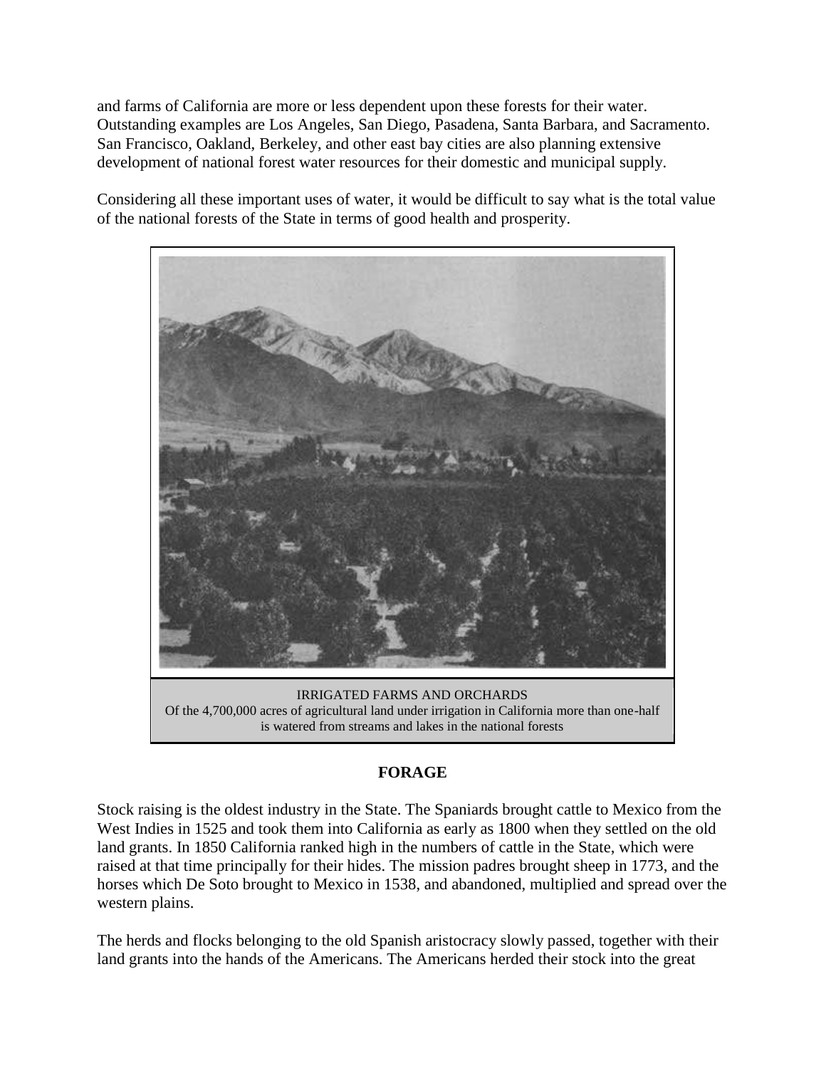and farms of California are more or less dependent upon these forests for their water. Outstanding examples are Los Angeles, San Diego, Pasadena, Santa Barbara, and Sacramento. San Francisco, Oakland, Berkeley, and other east bay cities are also planning extensive development of national forest water resources for their domestic and municipal supply.

Considering all these important uses of water, it would be difficult to say what is the total value of the national forests of the State in terms of good health and prosperity.

IRRIGATED FARMS AND ORCHARDS
Of the 4,700,000 acres of agricultural land under irrigation in California more than one-half is watered from streams and lakes in the national forests

## FORAGE

Stock raising is the oldest industry in the State. The Spaniards brought cattle to Mexico from the West Indies in 1525 and took them into California as early as 1800 when they settled on the old land grants. In 1850 California ranked high in the numbers of cattle in the State, which were raised at that time principally for their hides. The mission padres brought sheep in 1773, and the horses which De Soto brought to Mexico in 1538, and abandoned, multiplied and spread over the western plains.

The herds and flocks belonging to the old Spanish aristocracy slowly passed, together with their land grants into the hands of the Americans. The Americans herded their stock into the great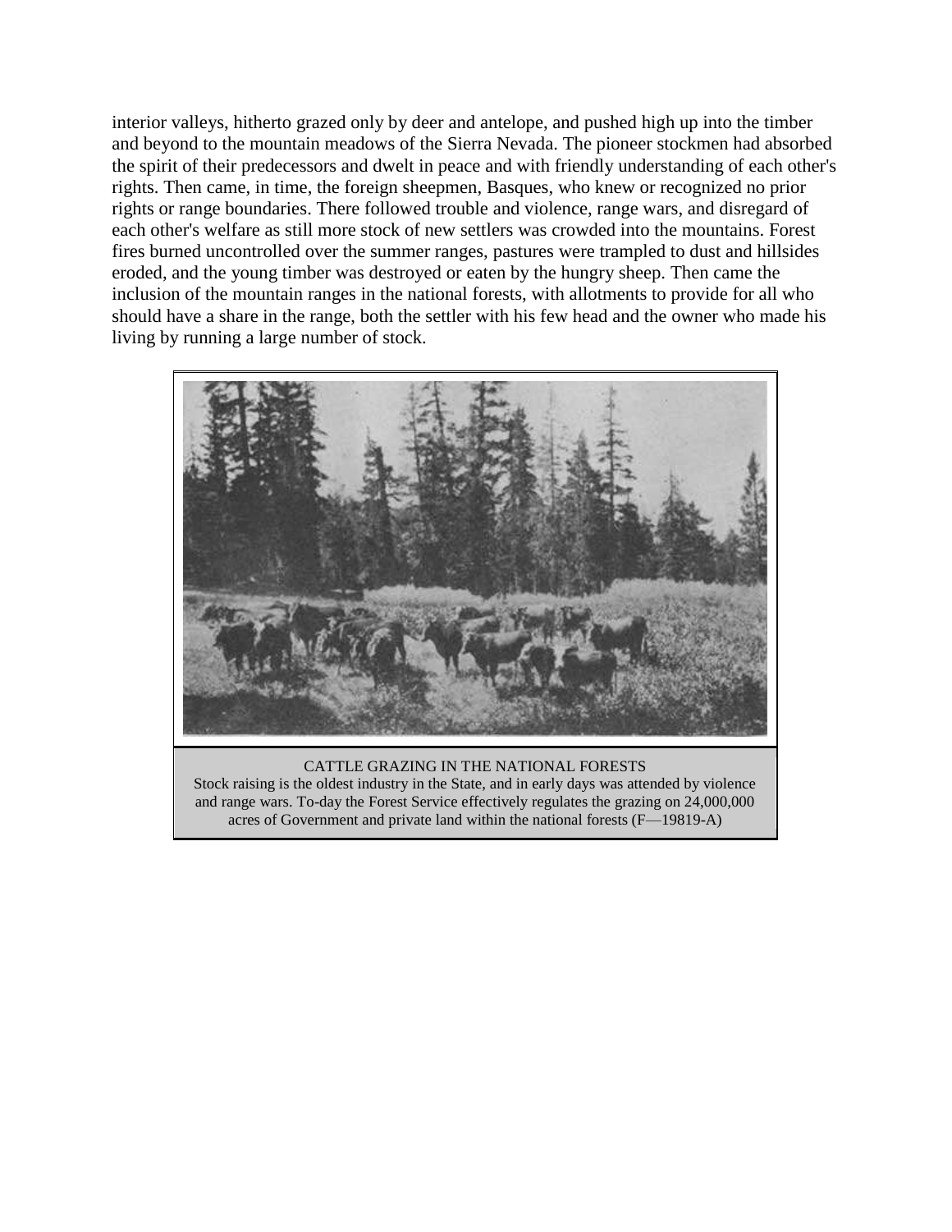interior valleys, hitherto grazed only by deer and antelope, and pushed high up into the timber and beyond to the mountain meadows of the Sierra Nevada. The pioneer stockmen had absorbed the spirit of their predecessors and dwelt in peace and with friendly understanding of each other's rights. Then came, in time, the foreign sheepmen, Basques, who knew or recognized no prior rights or range boundaries. There followed trouble and violence, range wars, and disregard of each other's welfare as still more stock of new settlers was crowded into the mountains. Forest fires burned uncontrolled over the summer ranges, pastures were trampled to dust and hillsides eroded, and the young timber was destroyed or eaten by the hungry sheep. Then came the inclusion of the mountain ranges in the national forests, with allotments to provide for all who should have a share in the range, both the settler with his few head and the owner who made his living by running a large number of stock.

CATTLE GRAZING IN THE NATIONAL FORESTS
Stock raising is the oldest industry in the State, and in early days was attended by violence and range wars. To-day the Forest Service effectively regulates the grazing on 24,000,000 acres of Government and private land within the national forests (F—19819-A)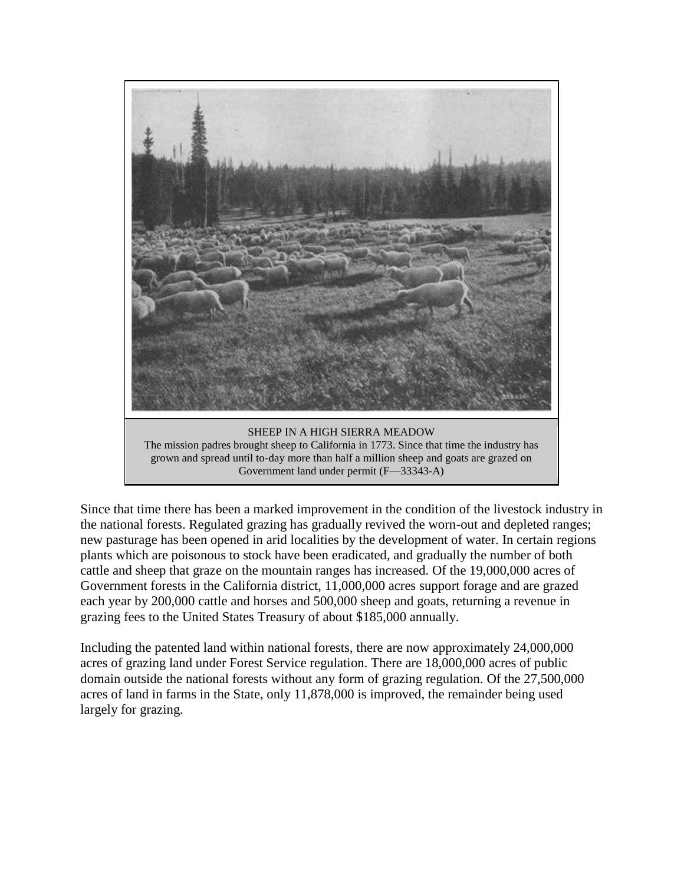SHEEP IN A HIGH SIERRA MEADOW
The mission padres brought sheep to California in 1773. Since that time the industry has grown and spread until to-day more than half a million sheep and goats are grazed on Government land under permit (F—33343-A)

Since that time there has been a marked improvement in the condition of the livestock industry in the national forests. Regulated grazing has gradually revived the worn-out and depleted ranges; new pasturage has been opened in arid localities by the development of water. In certain regions plants which are poisonous to stock have been eradicated, and gradually the number of both cattle and sheep that graze on the mountain ranges has increased. Of the 19,000,000 acres of Government forests in the California district, 11,000,000 acres support forage and are grazed each year by 200,000 cattle and horses and 500,000 sheep and goats, returning a revenue in grazing fees to the United States Treasury of about $185,000 annually.

Including the patented land within national forests, there are now approximately 24,000,000 acres of grazing land under Forest Service regulation. There are 18,000,000 acres of public domain outside the national forests without any form of grazing regulation. Of the 27,500,000 acres of land in farms in the State, only 11,878,000 is improved, the remainder being used largely for grazing.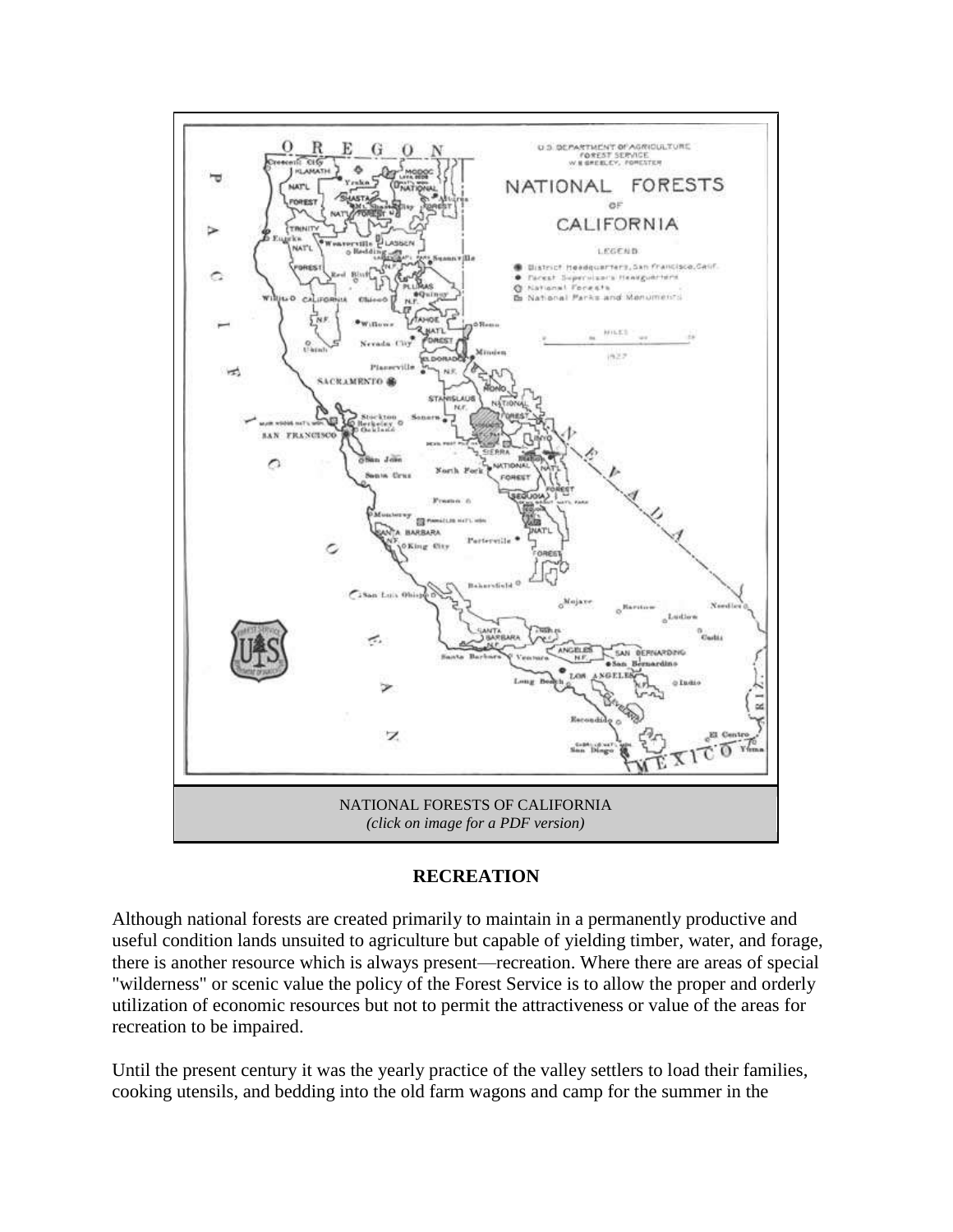NATIONAL FORESTS OF CALIFORNIA
*(click on image for a PDF version)*

## RECREATION

Although national forests are created primarily to maintain in a permanently productive and useful condition lands unsuited to agriculture but capable of yielding timber, water, and forage, there is another resource which is always present—recreation. Where there are areas of special "wilderness" or scenic value the policy of the Forest Service is to allow the proper and orderly utilization of economic resources but not to permit the attractiveness or value of the areas for recreation to be impaired.

Until the present century it was the yearly practice of the valley settlers to load their families, cooking utensils, and bedding into the old farm wagons and camp for the summer in the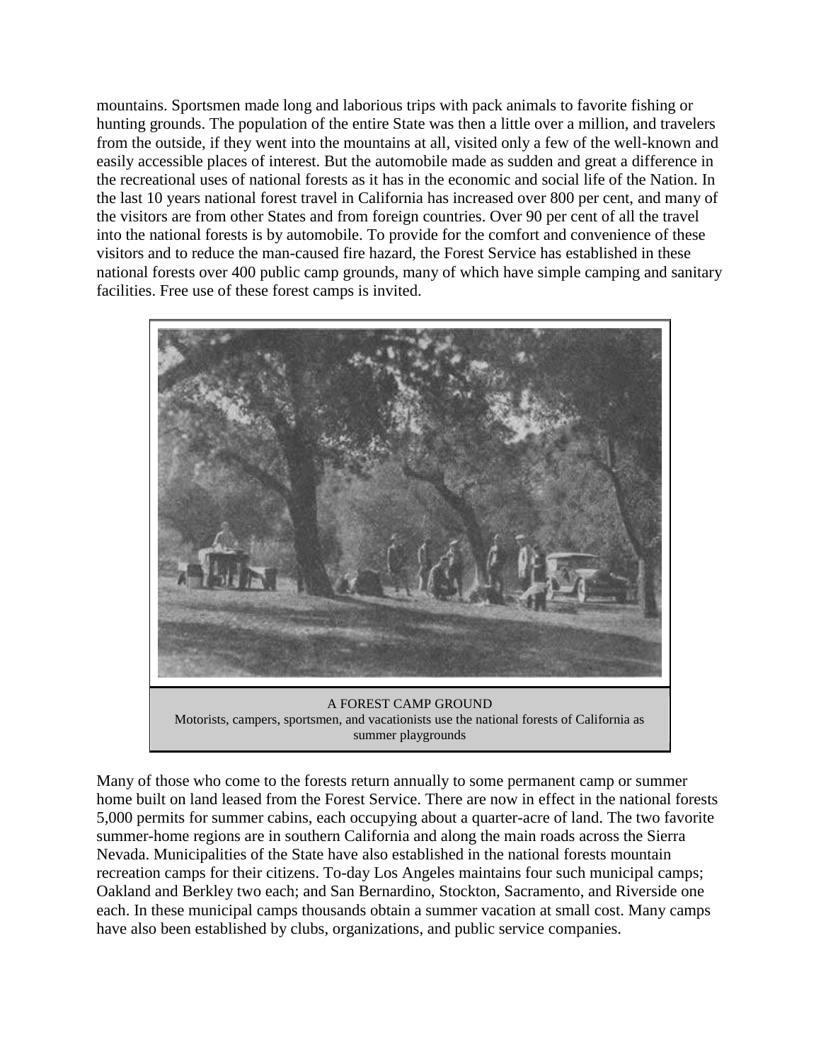mountains. Sportsmen made long and laborious trips with pack animals to favorite fishing or hunting grounds. The population of the entire State was then a little over a million, and travelers from the outside, if they went into the mountains at all, visited only a few of the well-known and easily accessible places of interest. But the automobile made as sudden and great a difference in the recreational uses of national forests as it has in the economic and social life of the Nation. In the last 10 years national forest travel in California has increased over 800 per cent, and many of the visitors are from other States and from foreign countries. Over 90 per cent of all the travel into the national forests is by automobile. To provide for the comfort and convenience of these visitors and to reduce the man-caused fire hazard, the Forest Service has established in these national forests over 400 public camp grounds, many of which have simple camping and sanitary facilities. Free use of these forest camps is invited.

A FOREST CAMP GROUND
Motorists, campers, sportsmen, and vacationists use the national forests of California as summer playgrounds

Many of those who come to the forests return annually to some permanent camp or summer home built on land leased from the Forest Service. There are now in effect in the national forests 5,000 permits for summer cabins, each occupying about a quarter-acre of land. The two favorite summer-home regions are in southern California and along the main roads across the Sierra Nevada. Municipalities of the State have also established in the national forests mountain recreation camps for their citizens. To-day Los Angeles maintains four such municipal camps; Oakland and Berkley two each; and San Bernardino, Stockton, Sacramento, and Riverside one each. In these municipal camps thousands obtain a summer vacation at small cost. Many camps have also been established by clubs, organizations, and public service companies.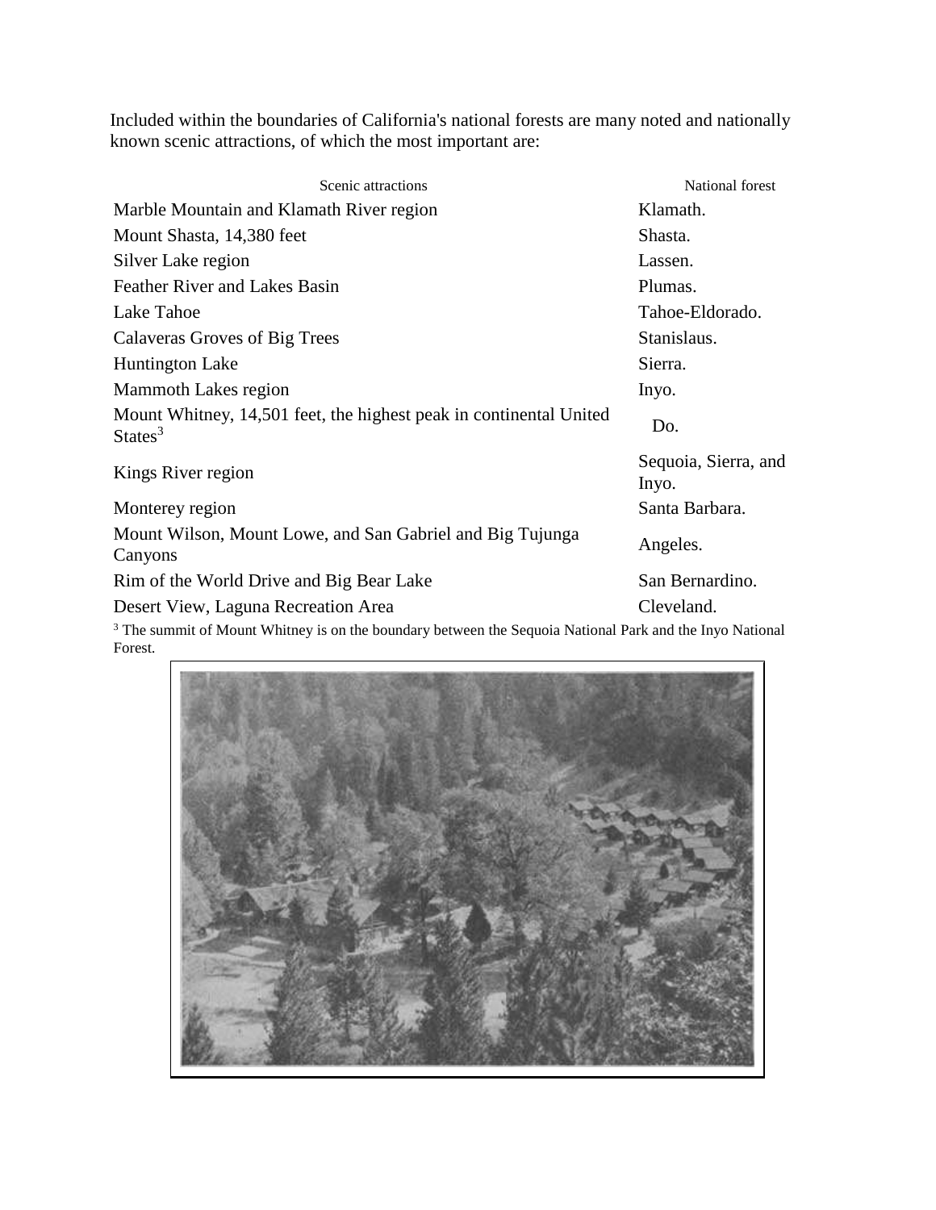Included within the boundaries of California's national forests are many noted and nationally known scenic attractions, of which the most important are:

| Scenic attractions | National forest |
| --- | --- |
| Marble Mountain and Klamath River region | Klamath. |
| Mount Shasta, 14,380 feet | Shasta. |
| Silver Lake region | Lassen. |
| Feather River and Lakes Basin | Plumas. |
| Lake Tahoe | Tahoe-Eldorado. |
| Calaveras Groves of Big Trees | Stanislaus. |
| Huntington Lake | Sierra. |
| Mammoth Lakes region | Inyo. |
| Mount Whitney, 14,501 feet, the highest peak in continental United States[3] | Do. |
| Kings River region | Sequoia, Sierra, and Inyo. |
| Monterey region | Santa Barbara. |
| Mount Wilson, Mount Lowe, and San Gabriel and Big Tujunga Canyons | Angeles. |
| Rim of the World Drive and Big Bear Lake | San Bernardino. |
| Desert View, Laguna Recreation Area | Cleveland. |

[3] The summit of Mount Whitney is on the boundary between the Sequoia National Park and the Inyo National Forest.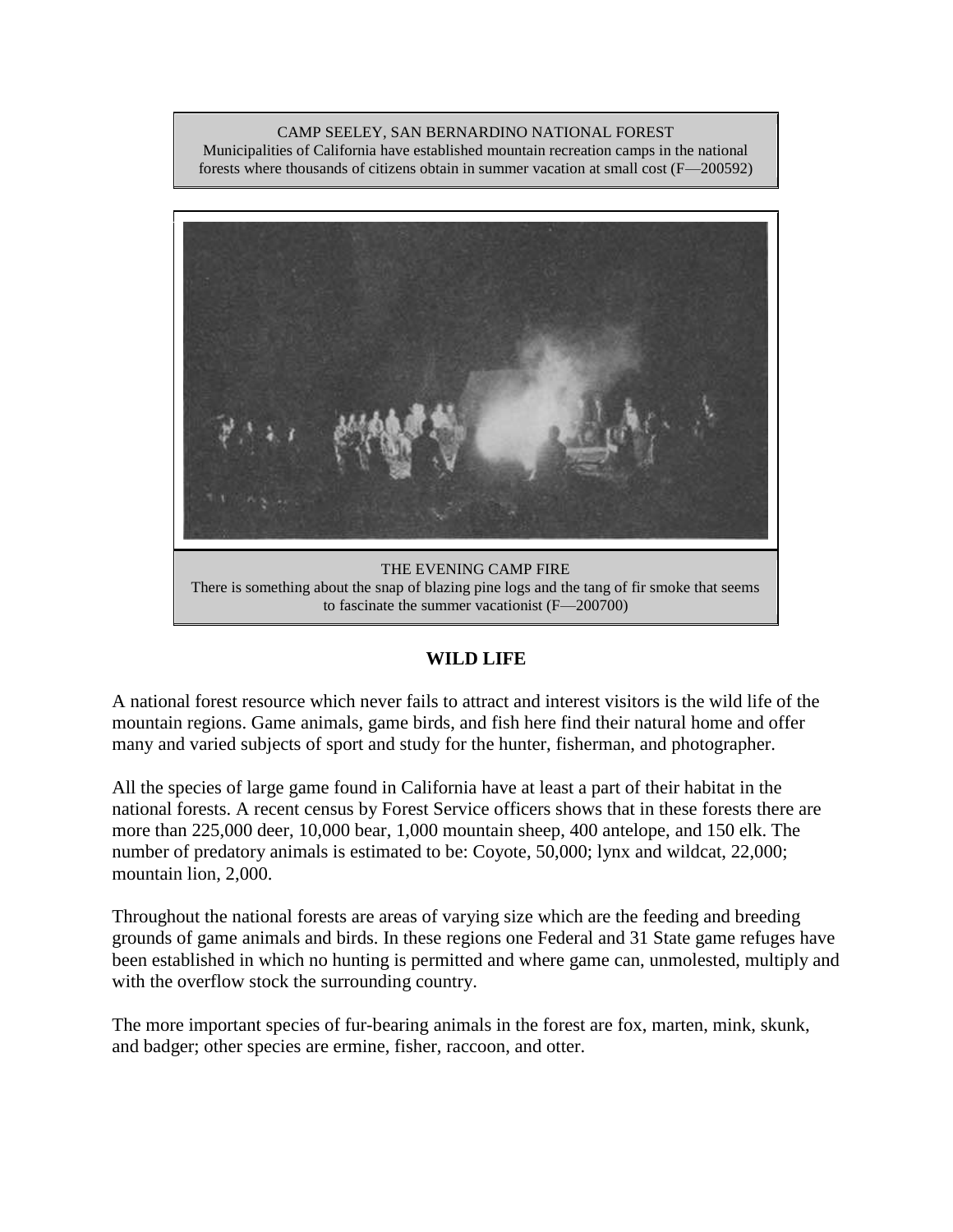CAMP SEELEY, SAN BERNARDINO NATIONAL FOREST
Municipalities of California have established mountain recreation camps in the national forests where thousands of citizens obtain in summer vacation at small cost (F—200592)

THE EVENING CAMP FIRE
There is something about the snap of blazing pine logs and the tang of fir smoke that seems to fascinate the summer vacationist (F—200700)

## WILD LIFE

A national forest resource which never fails to attract and interest visitors is the wild life of the mountain regions. Game animals, game birds, and fish here find their natural home and offer many and varied subjects of sport and study for the hunter, fisherman, and photographer.

All the species of large game found in California have at least a part of their habitat in the national forests. A recent census by Forest Service officers shows that in these forests there are more than 225,000 deer, 10,000 bear, 1,000 mountain sheep, 400 antelope, and 150 elk. The number of predatory animals is estimated to be: Coyote, 50,000; lynx and wildcat, 22,000; mountain lion, 2,000.

Throughout the national forests are areas of varying size which are the feeding and breeding grounds of game animals and birds. In these regions one Federal and 31 State game refuges have been established in which no hunting is permitted and where game can, unmolested, multiply and with the overflow stock the surrounding country.

The more important species of fur-bearing animals in the forest are fox, marten, mink, skunk, and badger; other species are ermine, fisher, raccoon, and otter.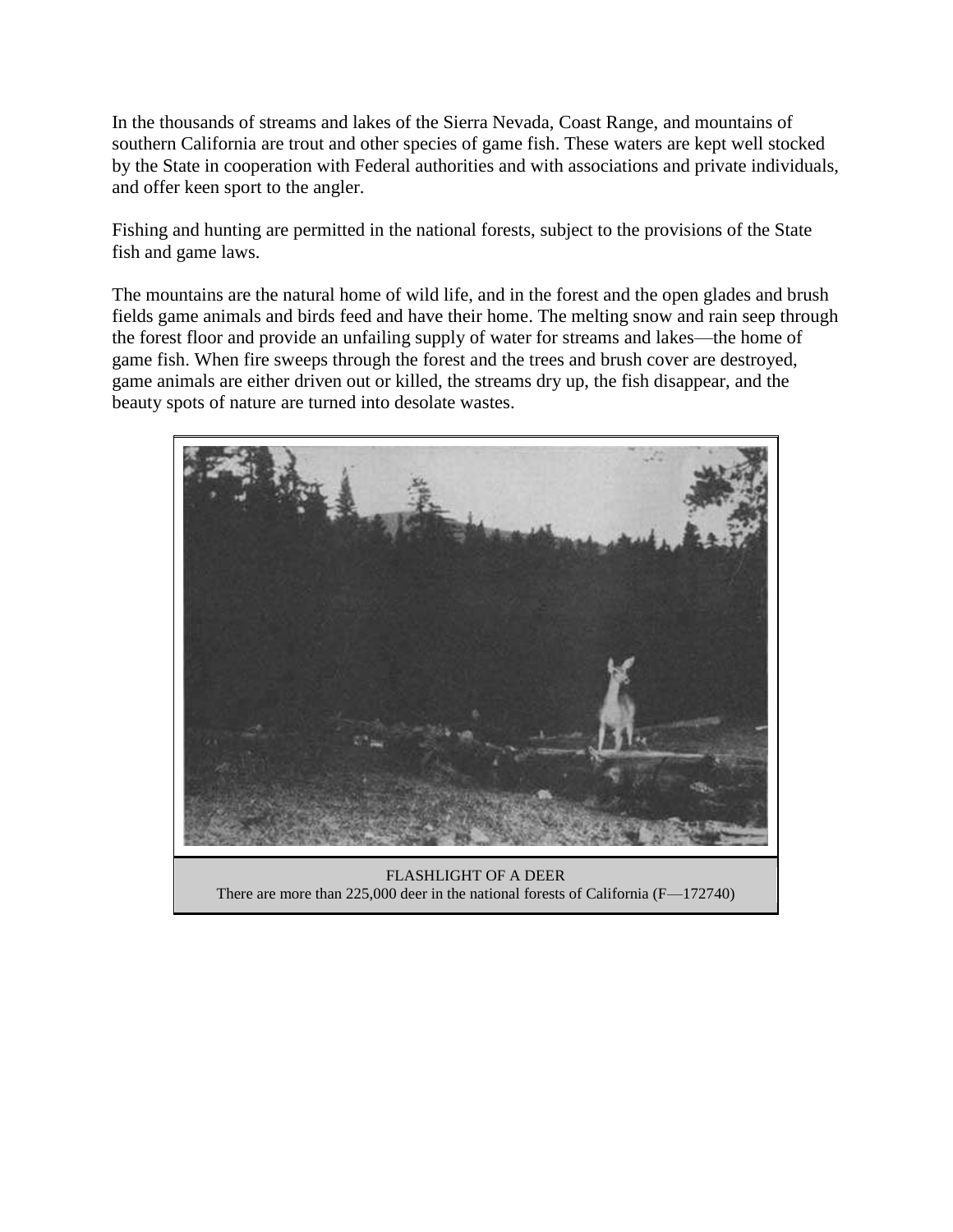In the thousands of streams and lakes of the Sierra Nevada, Coast Range, and mountains of southern California are trout and other species of game fish. These waters are kept well stocked by the State in cooperation with Federal authorities and with associations and private individuals, and offer keen sport to the angler.

Fishing and hunting are permitted in the national forests, subject to the provisions of the State fish and game laws.

The mountains are the natural home of wild life, and in the forest and the open glades and brush fields game animals and birds feed and have their home. The melting snow and rain seep through the forest floor and provide an unfailing supply of water for streams and lakes—the home of game fish. When fire sweeps through the forest and the trees and brush cover are destroyed, game animals are either driven out or killed, the streams dry up, the fish disappear, and the beauty spots of nature are turned into desolate wastes.

FLASHLIGHT OF A DEER
There are more than 225,000 deer in the national forests of California (F—172740)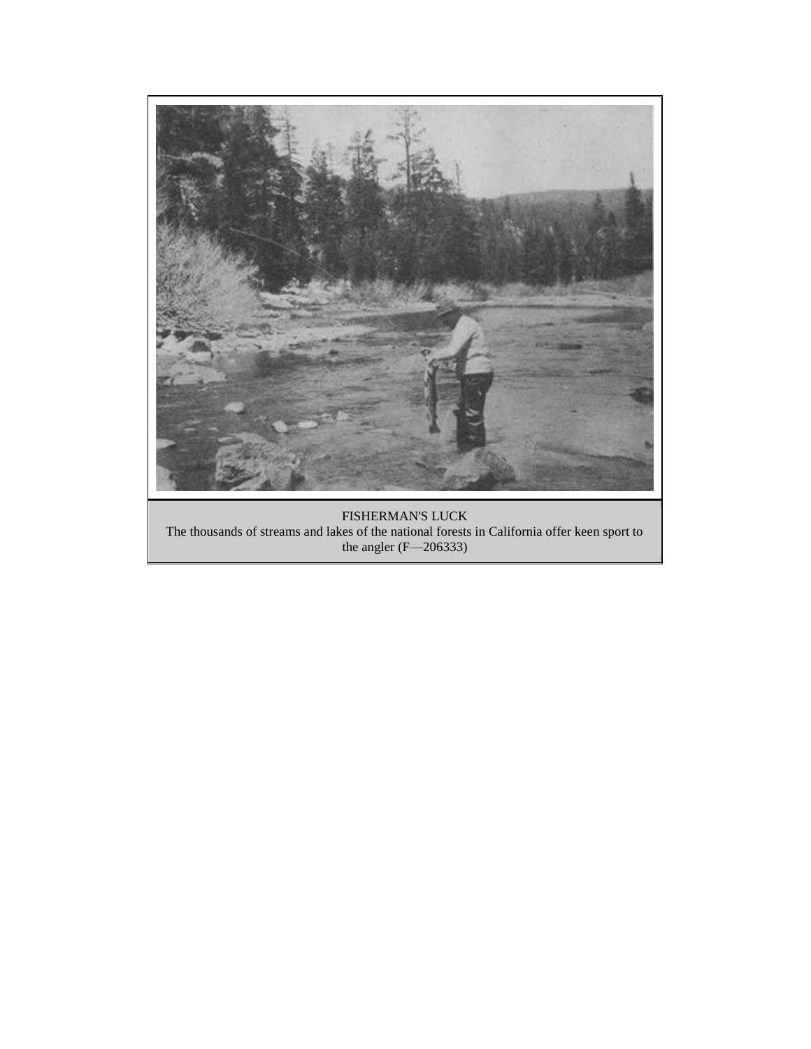FISHERMAN'S LUCK

The thousands of streams and lakes of the national forests in California offer keen sport to the angler (F—206333)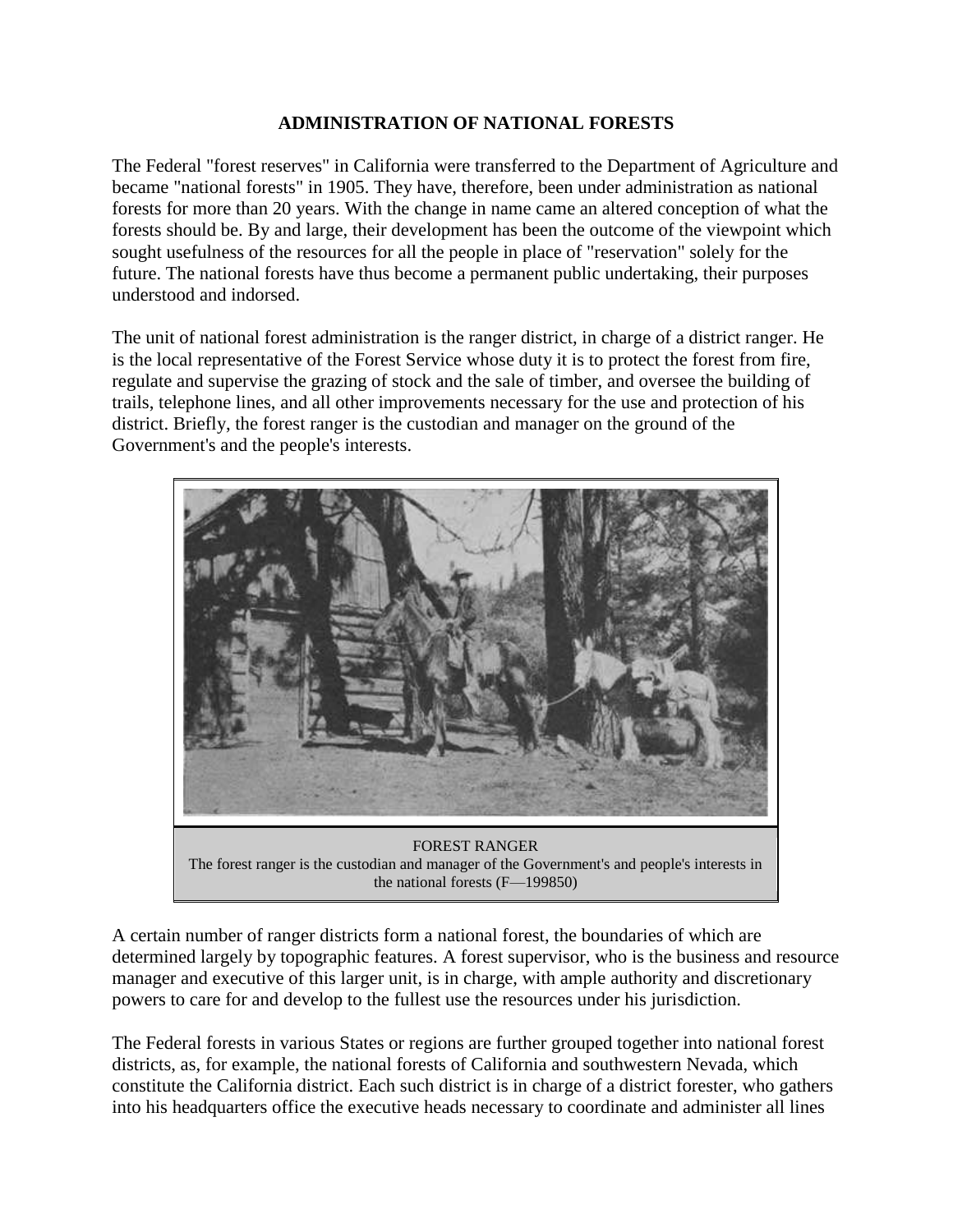## ADMINISTRATION OF NATIONAL FORESTS

The Federal "forest reserves" in California were transferred to the Department of Agriculture and became "national forests" in 1905. They have, therefore, been under administration as national forests for more than 20 years. With the change in name came an altered conception of what the forests should be. By and large, their development has been the outcome of the viewpoint which sought usefulness of the resources for all the people in place of "reservation" solely for the future. The national forests have thus become a permanent public undertaking, their purposes understood and indorsed.

The unit of national forest administration is the ranger district, in charge of a district ranger. He is the local representative of the Forest Service whose duty it is to protect the forest from fire, regulate and supervise the grazing of stock and the sale of timber, and oversee the building of trails, telephone lines, and all other improvements necessary for the use and protection of his district. Briefly, the forest ranger is the custodian and manager on the ground of the Government's and the people's interests.

FOREST RANGER
The forest ranger is the custodian and manager of the Government's and people's interests in the national forests (F—199850)

A certain number of ranger districts form a national forest, the boundaries of which are determined largely by topographic features. A forest supervisor, who is the business and resource manager and executive of this larger unit, is in charge, with ample authority and discretionary powers to care for and develop to the fullest use the resources under his jurisdiction.

The Federal forests in various States or regions are further grouped together into national forest districts, as, for example, the national forests of California and southwestern Nevada, which constitute the California district. Each such district is in charge of a district forester, who gathers into his headquarters office the executive heads necessary to coordinate and administer all lines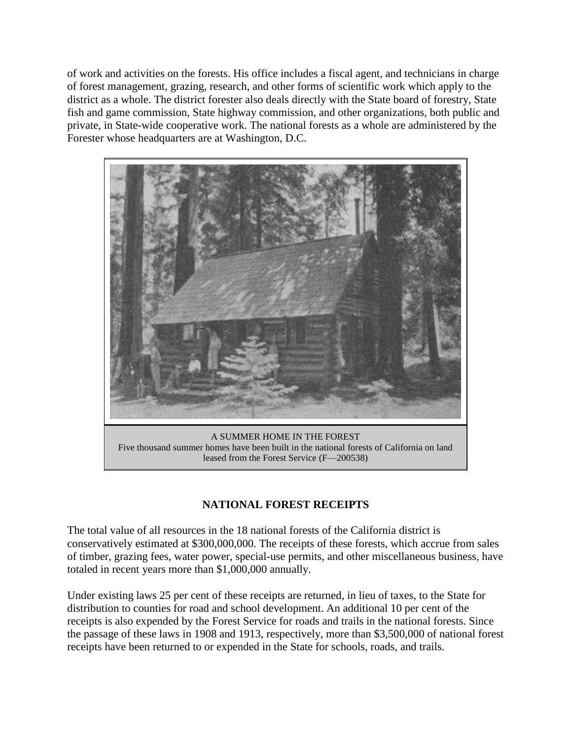of work and activities on the forests. His office includes a fiscal agent, and technicians in charge of forest management, grazing, research, and other forms of scientific work which apply to the district as a whole. The district forester also deals directly with the State board of forestry, State fish and game commission, State highway commission, and other organizations, both public and private, in State-wide cooperative work. The national forests as a whole are administered by the Forester whose headquarters are at Washington, D.C.

A SUMMER HOME IN THE FOREST
Five thousand summer homes have been built in the national forests of California on land leased from the Forest Service (F—200538)

## NATIONAL FOREST RECEIPTS

The total value of all resources in the 18 national forests of the California district is conservatively estimated at $300,000,000. The receipts of these forests, which accrue from sales of timber, grazing fees, water power, special-use permits, and other miscellaneous business, have totaled in recent years more than $1,000,000 annually.

Under existing laws 25 per cent of these receipts are returned, in lieu of taxes, to the State for distribution to counties for road and school development. An additional 10 per cent of the receipts is also expended by the Forest Service for roads and trails in the national forests. Since the passage of these laws in 1908 and 1913, respectively, more than $3,500,000 of national forest receipts have been returned to or expended in the State for schools, roads, and trails.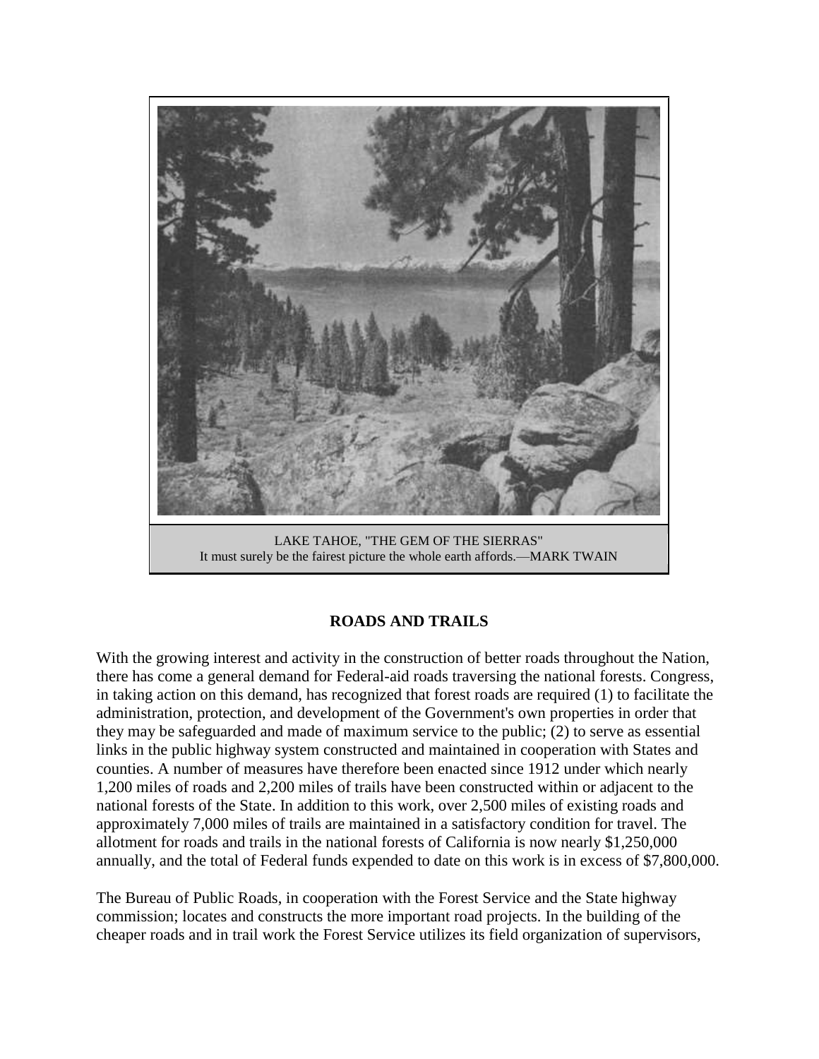LAKE TAHOE, "THE GEM OF THE SIERRAS"
It must surely be the fairest picture the whole earth affords.—MARK TWAIN

## ROADS AND TRAILS

With the growing interest and activity in the construction of better roads throughout the Nation, there has come a general demand for Federal-aid roads traversing the national forests. Congress, in taking action on this demand, has recognized that forest roads are required (1) to facilitate the administration, protection, and development of the Government's own properties in order that they may be safeguarded and made of maximum service to the public; (2) to serve as essential links in the public highway system constructed and maintained in cooperation with States and counties. A number of measures have therefore been enacted since 1912 under which nearly 1,200 miles of roads and 2,200 miles of trails have been constructed within or adjacent to the national forests of the State. In addition to this work, over 2,500 miles of existing roads and approximately 7,000 miles of trails are maintained in a satisfactory condition for travel. The allotment for roads and trails in the national forests of California is now nearly $1,250,000 annually, and the total of Federal funds expended to date on this work is in excess of $7,800,000.

The Bureau of Public Roads, in cooperation with the Forest Service and the State highway commission; locates and constructs the more important road projects. In the building of the cheaper roads and in trail work the Forest Service utilizes its field organization of supervisors,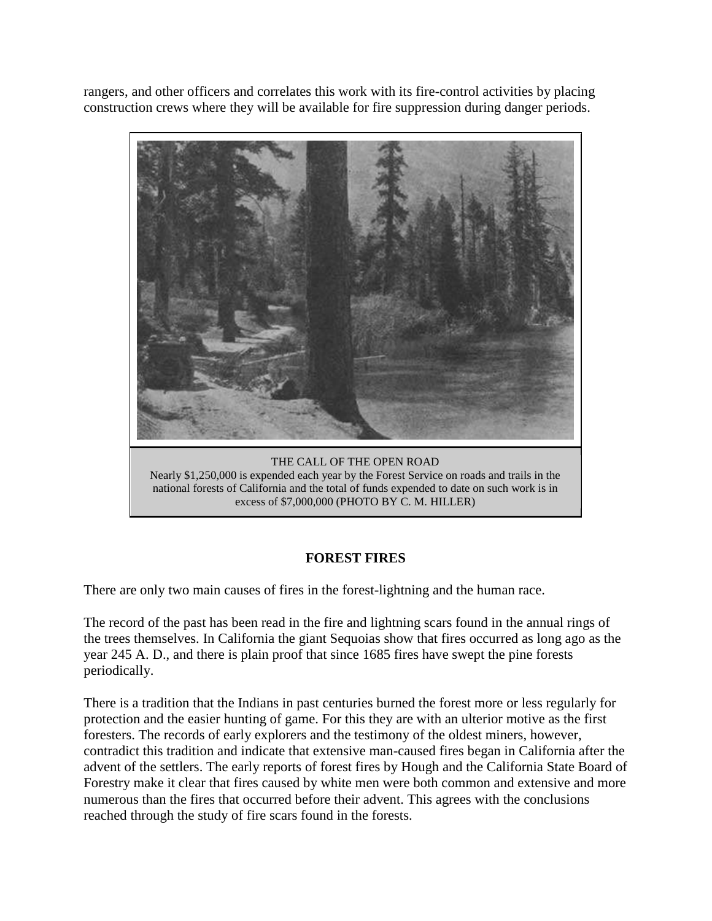rangers, and other officers and correlates this work with its fire-control activities by placing construction crews where they will be available for fire suppression during danger periods.

THE CALL OF THE OPEN ROAD
Nearly $1,250,000 is expended each year by the Forest Service on roads and trails in the national forests of California and the total of funds expended to date on such work is in excess of $7,000,000 (PHOTO BY C. M. HILLER)

## FOREST FIRES

There are only two main causes of fires in the forest-lightning and the human race.

The record of the past has been read in the fire and lightning scars found in the annual rings of the trees themselves. In California the giant Sequoias show that fires occurred as long ago as the year 245 A. D., and there is plain proof that since 1685 fires have swept the pine forests periodically.

There is a tradition that the Indians in past centuries burned the forest more or less regularly for protection and the easier hunting of game. For this they are with an ulterior motive as the first foresters. The records of early explorers and the testimony of the oldest miners, however, contradict this tradition and indicate that extensive man-caused fires began in California after the advent of the settlers. The early reports of forest fires by Hough and the California State Board of Forestry make it clear that fires caused by white men were both common and extensive and more numerous than the fires that occurred before their advent. This agrees with the conclusions reached through the study of fire scars found in the forests.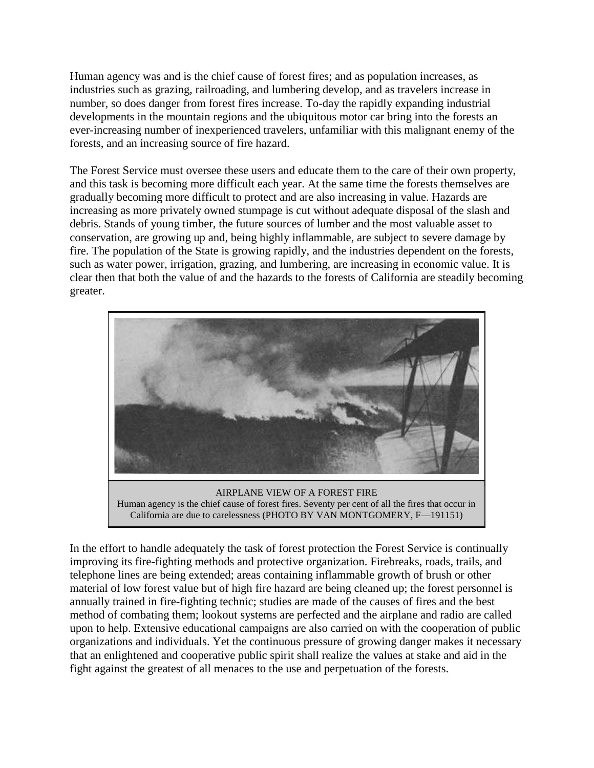Human agency was and is the chief cause of forest fires; and as population increases, as industries such as grazing, railroading, and lumbering develop, and as travelers increase in number, so does danger from forest fires increase. To-day the rapidly expanding industrial developments in the mountain regions and the ubiquitous motor car bring into the forests an ever-increasing number of inexperienced travelers, unfamiliar with this malignant enemy of the forests, and an increasing source of fire hazard.

The Forest Service must oversee these users and educate them to the care of their own property, and this task is becoming more difficult each year. At the same time the forests themselves are gradually becoming more difficult to protect and are also increasing in value. Hazards are increasing as more privately owned stumpage is cut without adequate disposal of the slash and debris. Stands of young timber, the future sources of lumber and the most valuable asset to conservation, are growing up and, being highly inflammable, are subject to severe damage by fire. The population of the State is growing rapidly, and the industries dependent on the forests, such as water power, irrigation, grazing, and lumbering, are increasing in economic value. It is clear then that both the value of and the hazards to the forests of California are steadily becoming greater.

AIRPLANE VIEW OF A FOREST FIRE
Human agency is the chief cause of forest fires. Seventy per cent of all the fires that occur in California are due to carelessness (PHOTO BY VAN MONTGOMERY, F—191151)

In the effort to handle adequately the task of forest protection the Forest Service is continually improving its fire-fighting methods and protective organization. Firebreaks, roads, trails, and telephone lines are being extended; areas containing inflammable growth of brush or other material of low forest value but of high fire hazard are being cleaned up; the forest personnel is annually trained in fire-fighting technic; studies are made of the causes of fires and the best method of combating them; lookout systems are perfected and the airplane and radio are called upon to help. Extensive educational campaigns are also carried on with the cooperation of public organizations and individuals. Yet the continuous pressure of growing danger makes it necessary that an enlightened and cooperative public spirit shall realize the values at stake and aid in the fight against the greatest of all menaces to the use and perpetuation of the forests.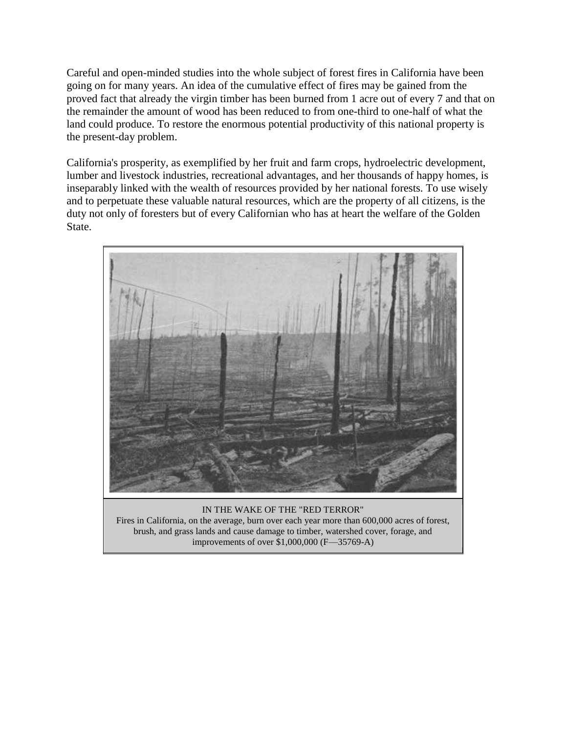Careful and open-minded studies into the whole subject of forest fires in California have been going on for many years. An idea of the cumulative effect of fires may be gained from the proved fact that already the virgin timber has been burned from 1 acre out of every 7 and that on the remainder the amount of wood has been reduced to from one-third to one-half of what the land could produce. To restore the enormous potential productivity of this national property is the present-day problem.

California's prosperity, as exemplified by her fruit and farm crops, hydroelectric development, lumber and livestock industries, recreational advantages, and her thousands of happy homes, is inseparably linked with the wealth of resources provided by her national forests. To use wisely and to perpetuate these valuable natural resources, which are the property of all citizens, is the duty not only of foresters but of every Californian who has at heart the welfare of the Golden State.

IN THE WAKE OF THE "RED TERROR"
Fires in California, on the average, burn over each year more than 600,000 acres of forest, brush, and grass lands and cause damage to timber, watershed cover, forage, and improvements of over $1,000,000 (F—35769-A)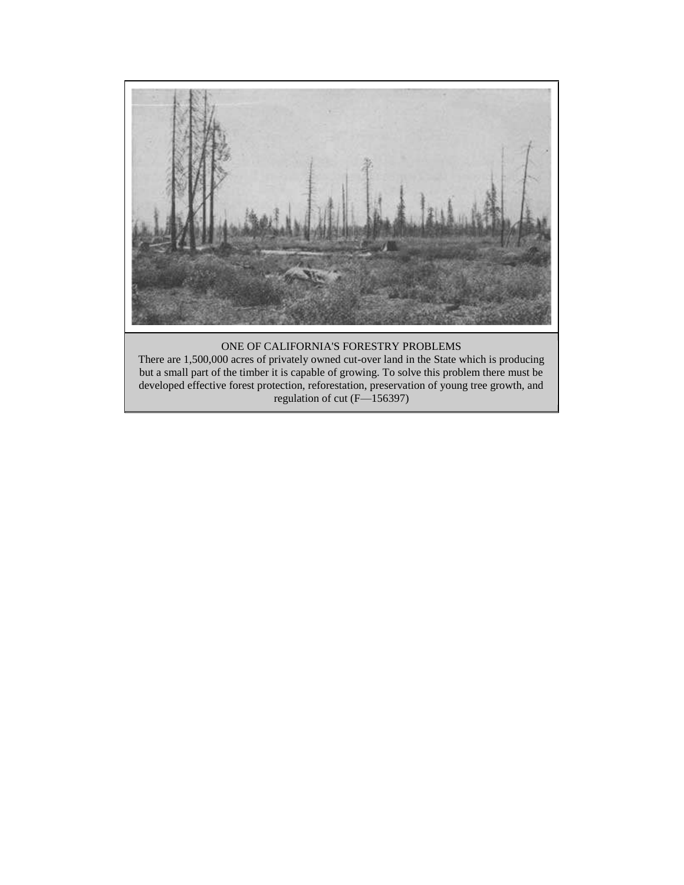ONE OF CALIFORNIA'S FORESTRY PROBLEMS

There are 1,500,000 acres of privately owned cut-over land in the State which is producing but a small part of the timber it is capable of growing. To solve this problem there must be developed effective forest protection, reforestation, preservation of young tree growth, and regulation of cut (F—156397)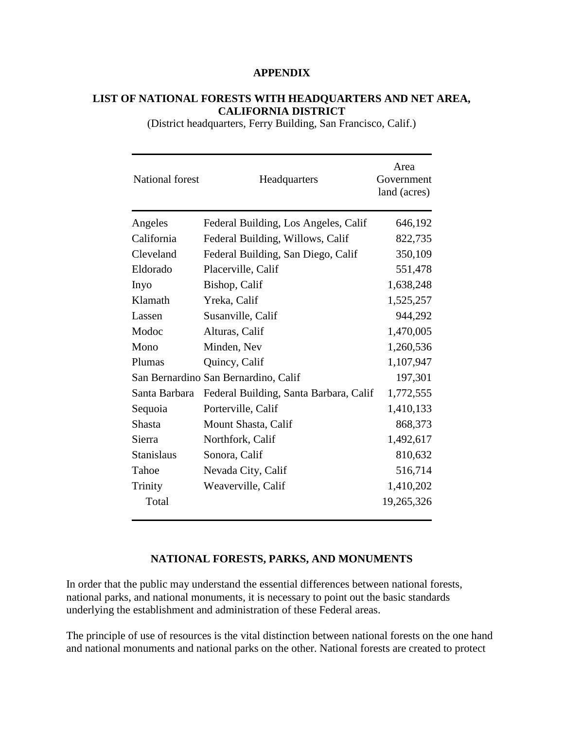# APPENDIX

## LIST OF NATIONAL FORESTS WITH HEADQUARTERS AND NET AREA, CALIFORNIA DISTRICT

(District headquarters, Ferry Building, San Francisco, Calif.)

| National forest | Headquarters | Area Government land (acres) |
|---|---|---|
| Angeles | Federal Building, Los Angeles, Calif | 646,192 |
| California | Federal Building, Willows, Calif | 822,735 |
| Cleveland | Federal Building, San Diego, Calif | 350,109 |
| Eldorado | Placerville, Calif | 551,478 |
| Inyo | Bishop, Calif | 1,638,248 |
| Klamath | Yreka, Calif | 1,525,257 |
| Lassen | Susanville, Calif | 944,292 |
| Modoc | Alturas, Calif | 1,470,005 |
| Mono | Minden, Nev | 1,260,536 |
| Plumas | Quincy, Calif | 1,107,947 |
| San Bernardino | San Bernardino, Calif | 197,301 |
| Santa Barbara | Federal Building, Santa Barbara, Calif | 1,772,555 |
| Sequoia | Porterville, Calif | 1,410,133 |
| Shasta | Mount Shasta, Calif | 868,373 |
| Sierra | Northfork, Calif | 1,492,617 |
| Stanislaus | Sonora, Calif | 810,632 |
| Tahoe | Nevada City, Calif | 516,714 |
| Trinity | Weaverville, Calif | 1,410,202 |
| Total | | 19,265,326 |

## NATIONAL FORESTS, PARKS, AND MONUMENTS

In order that the public may understand the essential differences between national forests, national parks, and national monuments, it is necessary to point out the basic standards underlying the establishment and administration of these Federal areas.

The principle of use of resources is the vital distinction between national forests on the one hand and national monuments and national parks on the other. National forests are created to protect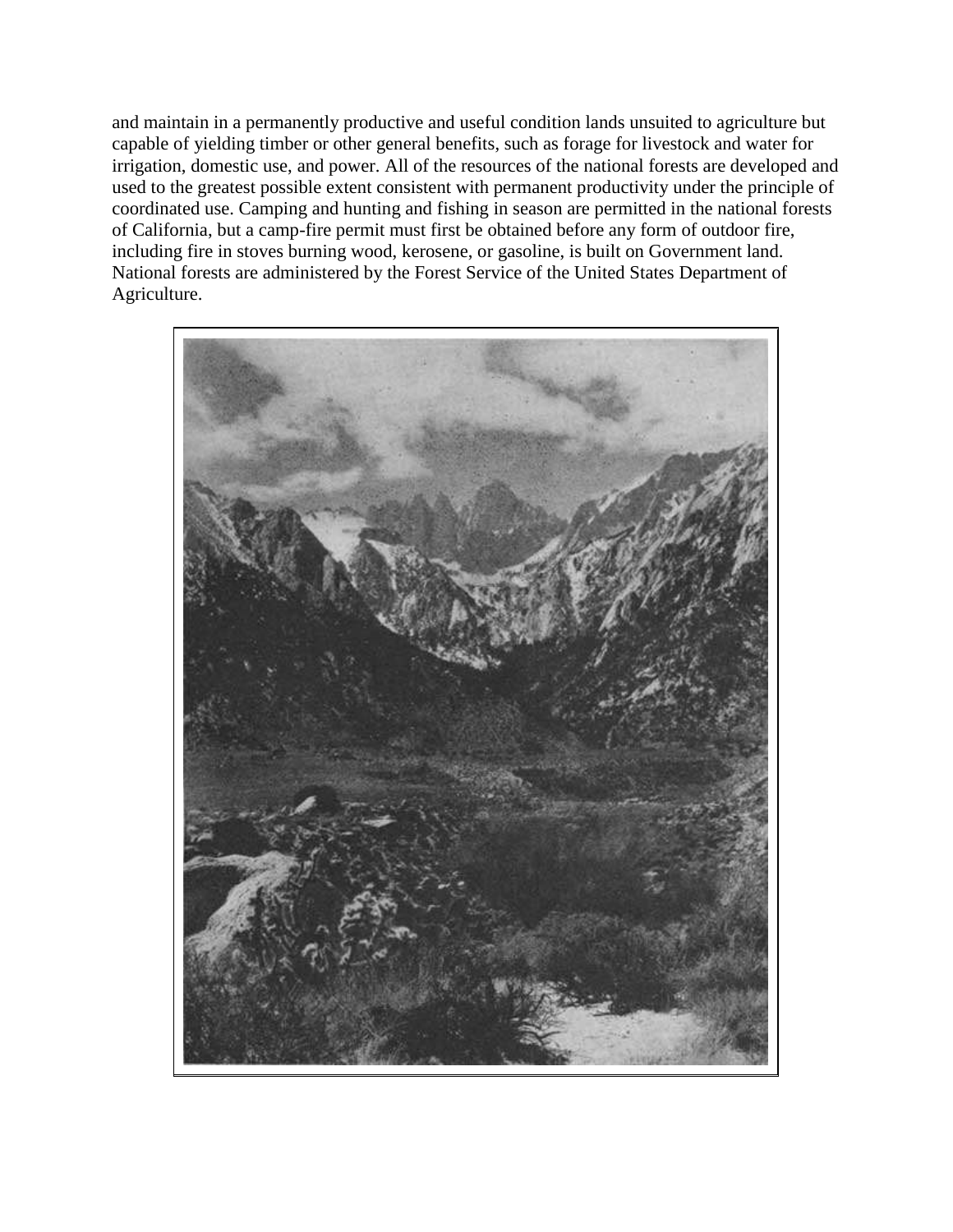and maintain in a permanently productive and useful condition lands unsuited to agriculture but capable of yielding timber or other general benefits, such as forage for livestock and water for irrigation, domestic use, and power. All of the resources of the national forests are developed and used to the greatest possible extent consistent with permanent productivity under the principle of coordinated use. Camping and hunting and fishing in season are permitted in the national forests of California, but a camp-fire permit must first be obtained before any form of outdoor fire, including fire in stoves burning wood, kerosene, or gasoline, is built on Government land. National forests are administered by the Forest Service of the United States Department of Agriculture.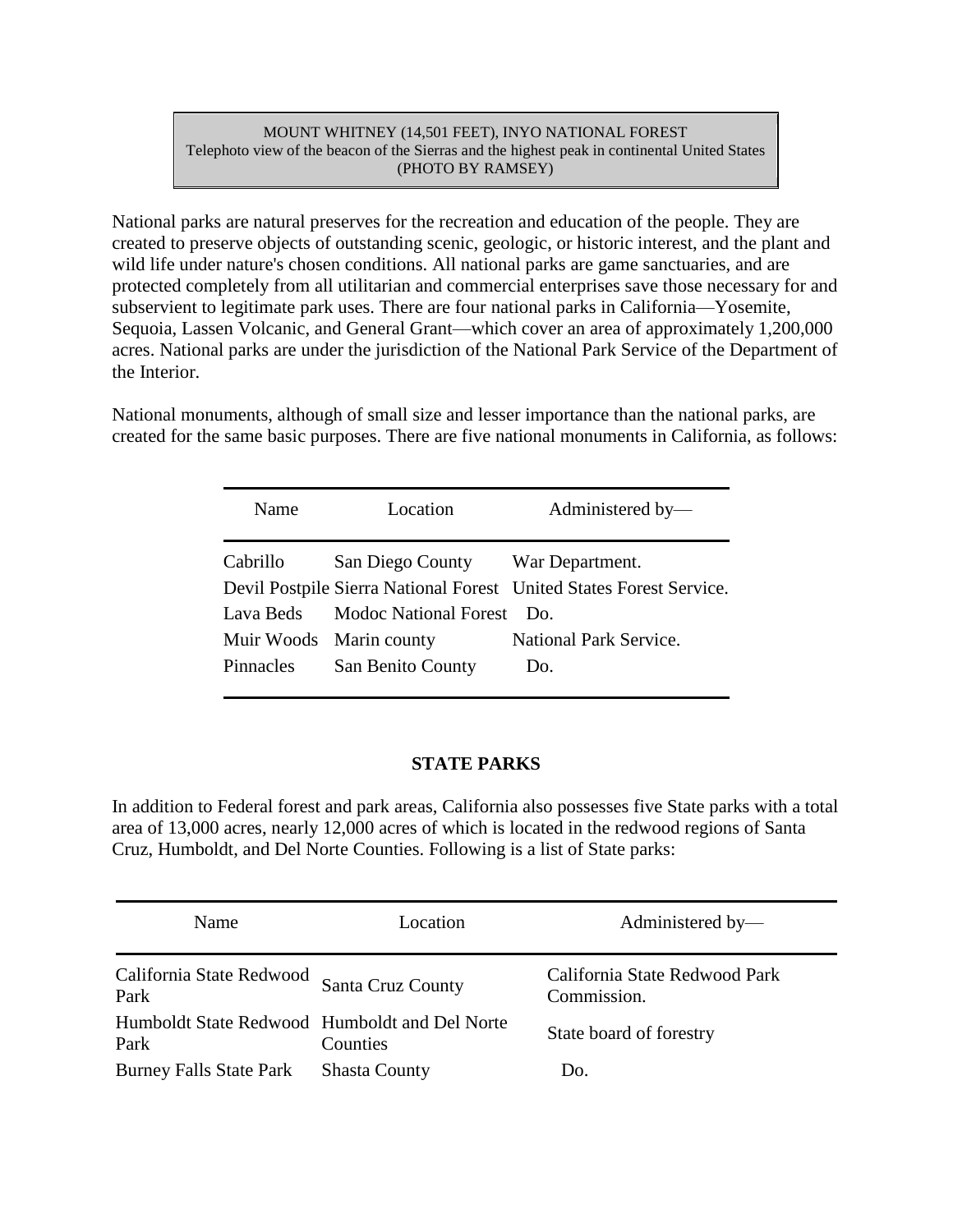MOUNT WHITNEY (14,501 FEET), INYO NATIONAL FOREST
Telephoto view of the beacon of the Sierras and the highest peak in continental United States
(PHOTO BY RAMSEY)

National parks are natural preserves for the recreation and education of the people. They are created to preserve objects of outstanding scenic, geologic, or historic interest, and the plant and wild life under nature's chosen conditions. All national parks are game sanctuaries, and are protected completely from all utilitarian and commercial enterprises save those necessary for and subservient to legitimate park uses. There are four national parks in California—Yosemite, Sequoia, Lassen Volcanic, and General Grant—which cover an area of approximately 1,200,000 acres. National parks are under the jurisdiction of the National Park Service of the Department of the Interior.

National monuments, although of small size and lesser importance than the national parks, are created for the same basic purposes. There are five national monuments in California, as follows:

| Name | Location | Administered by— |
|---|---|---|
| Cabrillo | San Diego County | War Department. |
| Devil Postpile | Sierra National Forest | United States Forest Service. |
| Lava Beds | Modoc National Forest | Do. |
| Muir Woods | Marin county | National Park Service. |
| Pinnacles | San Benito County | Do. |

## STATE PARKS

In addition to Federal forest and park areas, California also possesses five State parks with a total area of 13,000 acres, nearly 12,000 acres of which is located in the redwood regions of Santa Cruz, Humboldt, and Del Norte Counties. Following is a list of State parks:

| Name | Location | Administered by— |
|---|---|---|
| California State Redwood Park | Santa Cruz County | California State Redwood Park Commission. |
| Humboldt State Redwood Park | Humboldt and Del Norte Counties | State board of forestry |
| Burney Falls State Park | Shasta County | Do. |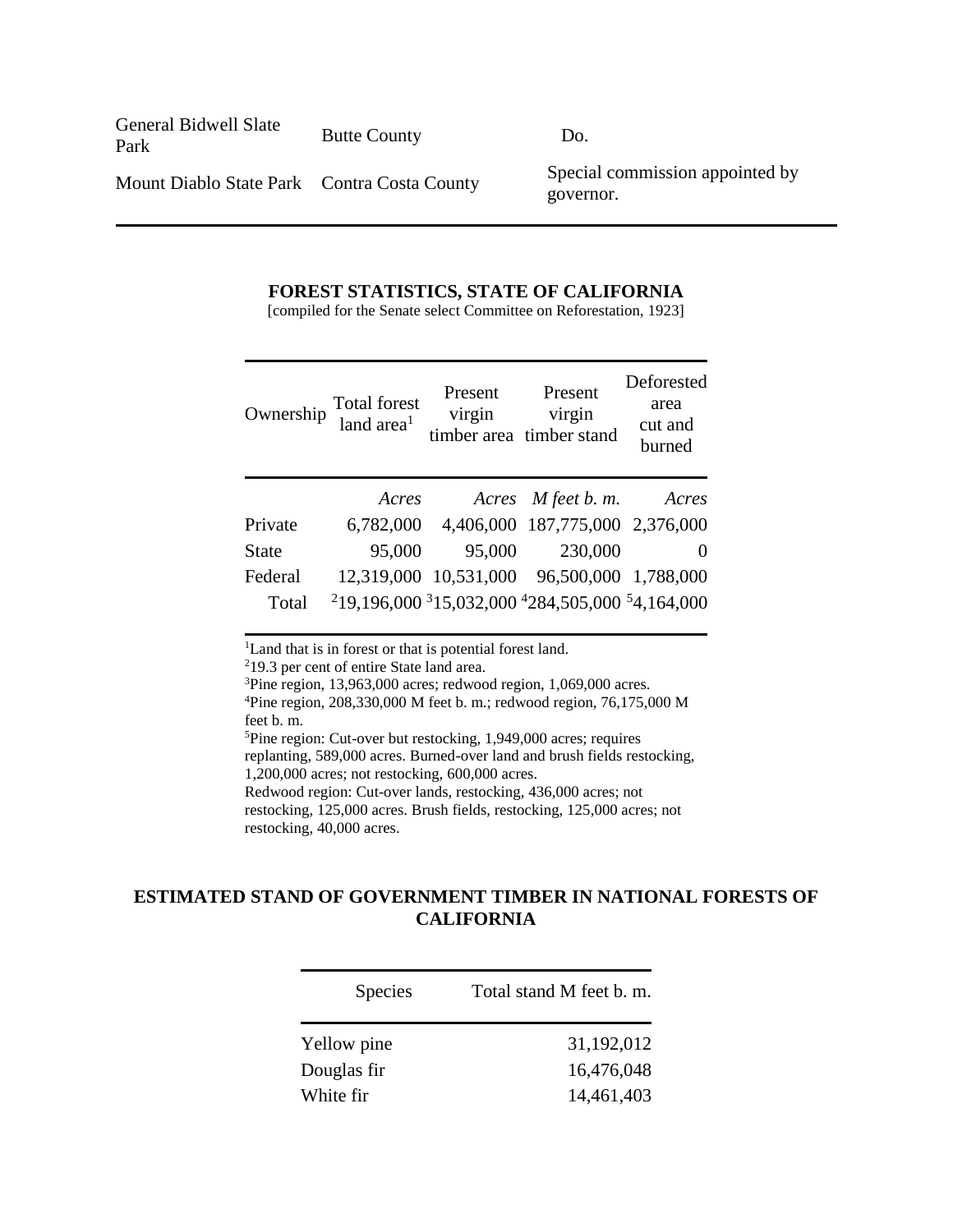| | | |
|---|---|---|
| General Bidwell Slate Park | Butte County | Do. |
| Mount Diablo State Park | Contra Costa County | Special commission appointed by governor. |

**FOREST STATISTICS, STATE OF CALIFORNIA**

[compiled for the Senate select Committee on Reforestation, 1923]

| Ownership | Total forest land area[1] | Present virgin timber area | Present virgin timber stand | Deforested area cut and burned |
|---|---|---|---|---|
| | *Acres* | *Acres* | *M feet b. m.* | *Acres* |
| Private | 6,782,000 | 4,406,000 | 187,775,000 | 2,376,000 |
| State | 95,000 | 95,000 | 230,000 | 0 |
| Federal | 12,319,000 | 10,531,000 | 96,500,000 | 1,788,000 |
| Total | [2]19,196,000 | [3]15,032,000 | [4]284,505,000 | [5]4,164,000 |

[1]Land that is in forest or that is potential forest land.

[2]19.3 per cent of entire State land area.

[3]Pine region, 13,963,000 acres; redwood region, 1,069,000 acres.

[4]Pine region, 208,330,000 M feet b. m.; redwood region, 76,175,000 M feet b. m.

[5]Pine region: Cut-over but restocking, 1,949,000 acres; requires replanting, 589,000 acres. Burned-over land and brush fields restocking, 1,200,000 acres; not restocking, 600,000 acres.
Redwood region: Cut-over lands, restocking, 436,000 acres; not restocking, 125,000 acres. Brush fields, restocking, 125,000 acres; not restocking, 40,000 acres.

**ESTIMATED STAND OF GOVERNMENT TIMBER IN NATIONAL FORESTS OF CALIFORNIA**

| Species | Total stand M feet b. m. |
|---|---|
| Yellow pine | 31,192,012 |
| Douglas fir | 16,476,048 |
| White fir | 14,461,403 |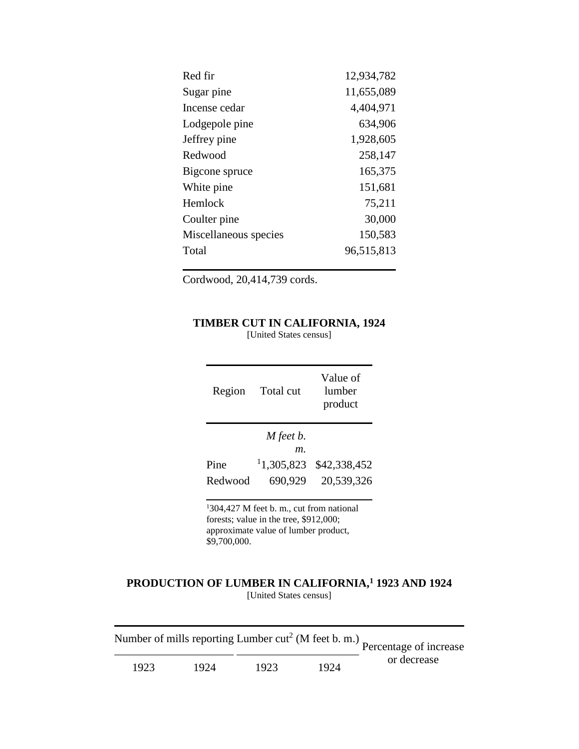| | |
|---|---|
| Red fir | 12,934,782 |
| Sugar pine | 11,655,089 |
| Incense cedar | 4,404,971 |
| Lodgepole pine | 634,906 |
| Jeffrey pine | 1,928,605 |
| Redwood | 258,147 |
| Bigcone spruce | 165,375 |
| White pine | 151,681 |
| Hemlock | 75,211 |
| Coulter pine | 30,000 |
| Miscellaneous species | 150,583 |
| Total | 96,515,813 |

Cordwood, 20,414,739 cords.

**TIMBER CUT IN CALIFORNIA, 1924**

[United States census]

| Region | Total cut | Value of lumber product |
|---|---|---|
| | *M feet b. m.* | |
| Pine | [1]1,305,823 | $42,338,452 |
| Redwood | 690,929 | 20,539,326 |

[1]304,427 M feet b. m., cut from national forests; value in the tree, $912,000; approximate value of lumber product, $9,700,000.

**PRODUCTION OF LUMBER IN CALIFORNIA,[1] 1923 AND 1924**

[United States census]

| Number of mills reporting | | Lumber cut[2] (M feet b. m.) | | Percentage of increase or decrease |
|---|---|---|---|---|
| 1923 | 1924 | 1923 | 1924 | |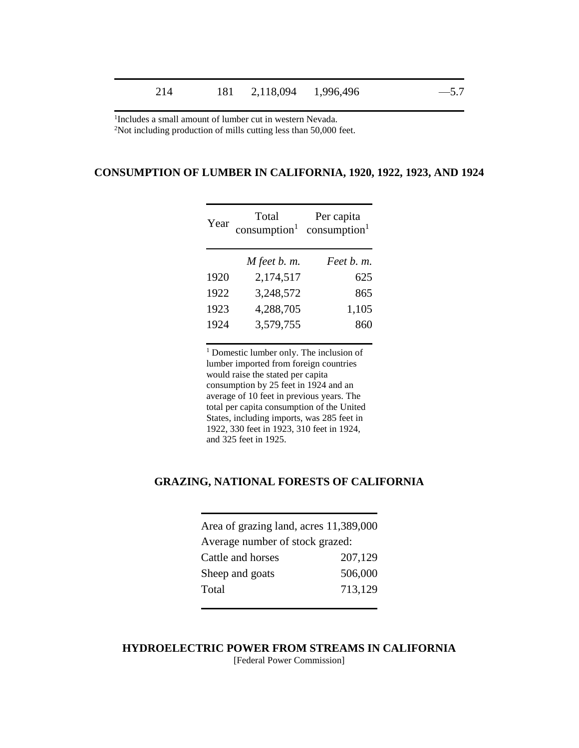| | | | | |
|---|---|---|---|---|
| 214 | 181 | 2,118,094 | 1,996,496 | —5.7 |

[1]Includes a small amount of lumber cut in western Nevada.
[2]Not including production of mills cutting less than 50,000 feet.

## CONSUMPTION OF LUMBER IN CALIFORNIA, 1920, 1922, 1923, AND 1924

| Year | Total consumption[1] | Per capita consumption[1] |
|---|---|---|
| | *M feet b. m.* | *Feet b. m.* |
| 1920 | 2,174,517 | 625 |
| 1922 | 3,248,572 | 865 |
| 1923 | 4,288,705 | 1,105 |
| 1924 | 3,579,755 | 860 |

[1] Domestic lumber only. The inclusion of lumber imported from foreign countries would raise the stated per capita consumption by 25 feet in 1924 and an average of 10 feet in previous years. The total per capita consumption of the United States, including imports, was 285 feet in 1922, 330 feet in 1923, 310 feet in 1924, and 325 feet in 1925.

## GRAZING, NATIONAL FORESTS OF CALIFORNIA

| | |
|---|---|
| Area of grazing land, acres | 11,389,000 |
| Average number of stock grazed: | |
| Cattle and horses | 207,129 |
| Sheep and goats | 506,000 |
| Total | 713,129 |

## HYDROELECTRIC POWER FROM STREAMS IN CALIFORNIA

[Federal Power Commission]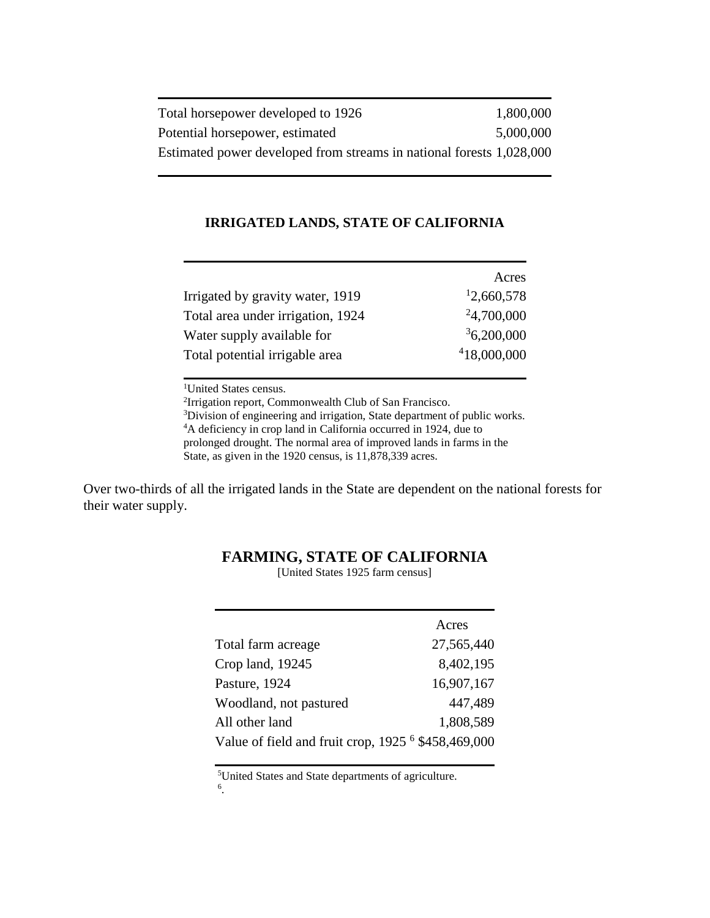| | |
|---|---|
| Total horsepower developed to 1926 | 1,800,000 |
| Potential horsepower, estimated | 5,000,000 |
| Estimated power developed from streams in national forests | 1,028,000 |

**IRRIGATED LANDS, STATE OF CALIFORNIA**

| | Acres |
|---|---|
| Irrigated by gravity water, 1919 | [1]2,660,578 |
| Total area under irrigation, 1924 | [2]4,700,000 |
| Water supply available for | [3]6,200,000 |
| Total potential irrigable area | [4]18,000,000 |

[1]United States census.
[2]Irrigation report, Commonwealth Club of San Francisco.
[3]Division of engineering and irrigation, State department of public works.
[4]A deficiency in crop land in California occurred in 1924, due to prolonged drought. The normal area of improved lands in farms in the State, as given in the 1920 census, is 11,878,339 acres.

Over two-thirds of all the irrigated lands in the State are dependent on the national forests for their water supply.

## FARMING, STATE OF CALIFORNIA

[United States 1925 farm census]

| | Acres |
|---|---|
| Total farm acreage | 27,565,440 |
| Crop land, 19245 | 8,402,195 |
| Pasture, 1924 | 16,907,167 |
| Woodland, not pastured | 447,489 |
| All other land | 1,808,589 |
| Value of field and fruit crop, 1925 [6] | $458,469,000 |

[5]United States and State departments of agriculture.
[6].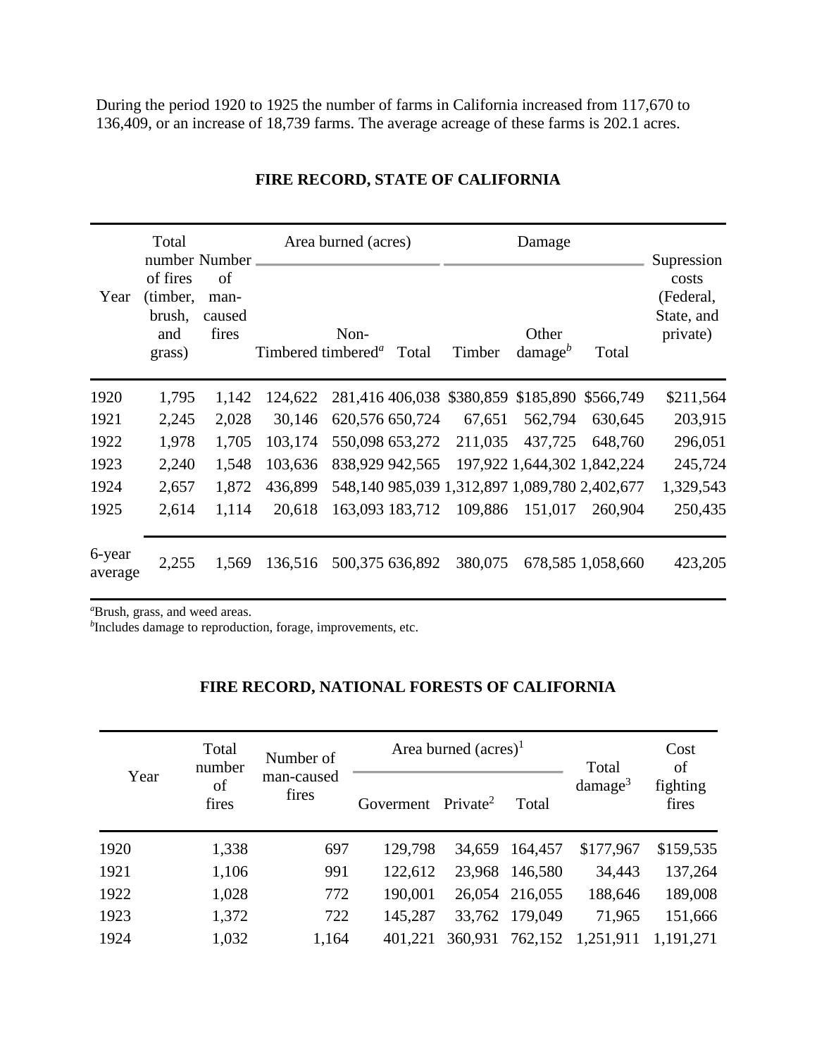During the period 1920 to 1925 the number of farms in California increased from 117,670 to 136,409, or an increase of 18,739 farms. The average acreage of these farms is 202.1 acres.

## FIRE RECORD, STATE OF CALIFORNIA

| Year | Total number of fires (timber, brush, and grass) | Number of man-caused fires | Area burned (acres) | | | Damage | | | Supression costs (Federal, State, and private) |
|---|---|---|---|---|---|---|---|---|---|
| | | | Timbered | Non-timbered[a] | Total | Timber | Other damage[b] | Total | |
| 1920 | 1,795 | 1,142 | 124,622 | 281,416 | 406,038 | $380,859 | $185,890 | $566,749 | $211,564 |
| 1921 | 2,245 | 2,028 | 30,146 | 620,576 | 650,724 | 67,651 | 562,794 | 630,645 | 203,915 |
| 1922 | 1,978 | 1,705 | 103,174 | 550,098 | 653,272 | 211,035 | 437,725 | 648,760 | 296,051 |
| 1923 | 2,240 | 1,548 | 103,636 | 838,929 | 942,565 | 197,922 | 1,644,302 | 1,842,224 | 245,724 |
| 1924 | 2,657 | 1,872 | 436,899 | 548,140 | 985,039 | 1,312,897 | 1,089,780 | 2,402,677 | 1,329,543 |
| 1925 | 2,614 | 1,114 | 20,618 | 163,093 | 183,712 | 109,886 | 151,017 | 260,904 | 250,435 |
| 6-year average | 2,255 | 1,569 | 136,516 | 500,375 | 636,892 | 380,075 | 678,585 | 1,058,660 | 423,205 |

[a]Brush, grass, and weed areas.
[b]Includes damage to reproduction, forage, improvements, etc.

## FIRE RECORD, NATIONAL FORESTS OF CALIFORNIA

| Year | Total number of fires | Number of man-caused fires | Area burned (acres)[1] | | | Total damage[3] | Cost of fighting fires |
|---|---|---|---|---|---|---|---|
| | | | Goverment | Private[2] | Total | | |
| 1920 | 1,338 | 697 | 129,798 | 34,659 | 164,457 | $177,967 | $159,535 |
| 1921 | 1,106 | 991 | 122,612 | 23,968 | 146,580 | 34,443 | 137,264 |
| 1922 | 1,028 | 772 | 190,001 | 26,054 | 216,055 | 188,646 | 189,008 |
| 1923 | 1,372 | 722 | 145,287 | 33,762 | 179,049 | 71,965 | 151,666 |
| 1924 | 1,032 | 1,164 | 401,221 | 360,931 | 762,152 | 1,251,911 | 1,191,271 |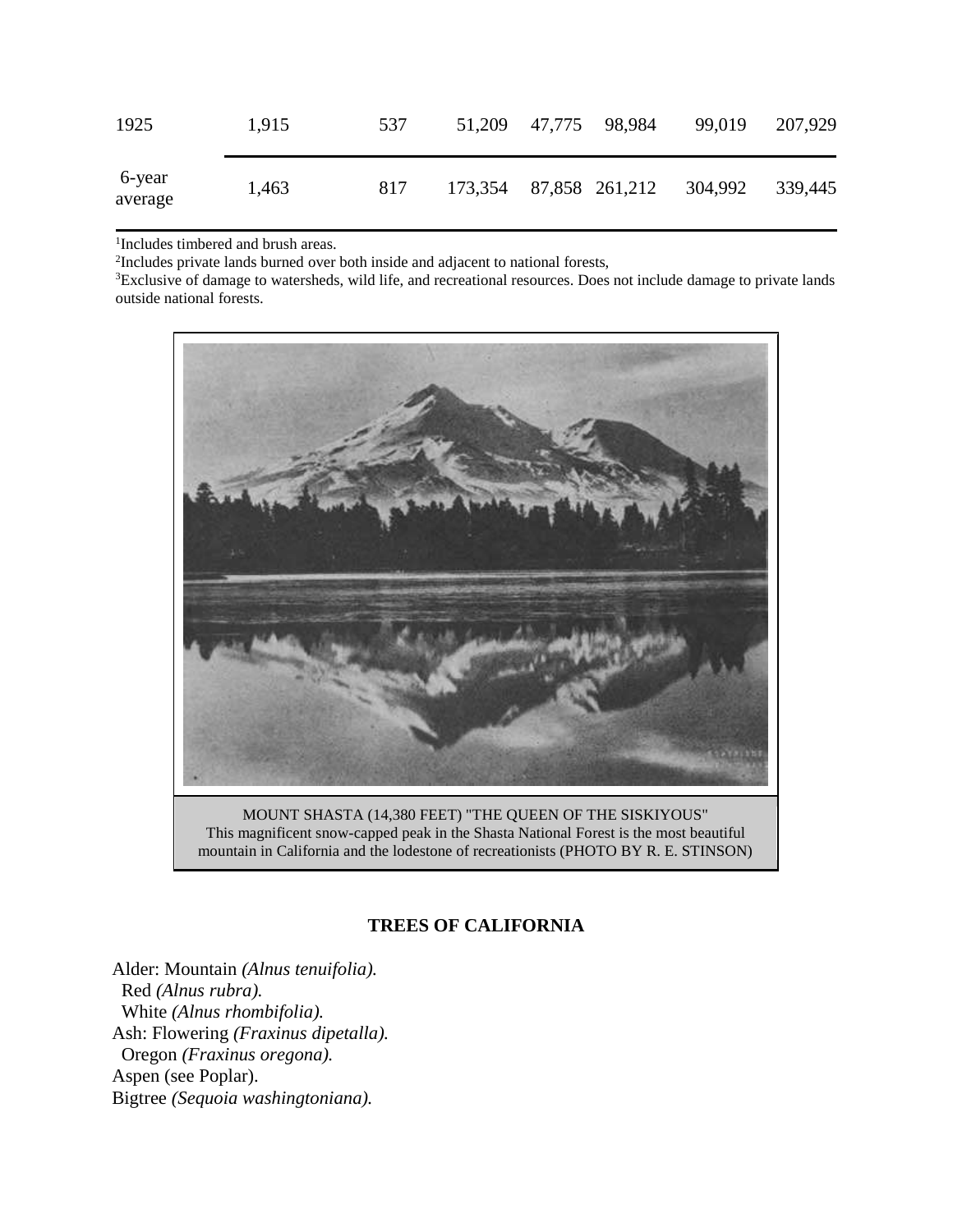| | | | | | | | |
|---|---|---|---|---|---|---|---|
| 1925 | 1,915 | 537 | 51,209 | 47,775 | 98,984 | 99,019 | 207,929 |
| 6-year average | 1,463 | 817 | 173,354 | 87,858 | 261,212 | 304,992 | 339,445 |

[1]Includes timbered and brush areas.
[2]Includes private lands burned over both inside and adjacent to national forests,
[3]Exclusive of damage to watersheds, wild life, and recreational resources. Does not include damage to private lands outside national forests.

MOUNT SHASTA (14,380 FEET) "THE QUEEN OF THE SISKIYOUS"
This magnificent snow-capped peak in the Shasta National Forest is the most beautiful mountain in California and the lodestone of recreationists (PHOTO BY R. E. STINSON)

## TREES OF CALIFORNIA

Alder: Mountain *(Alnus tenuifolia).*
  Red *(Alnus rubra).*
  White *(Alnus rhombifolia).*
Ash: Flowering *(Fraxinus dipetalla).*
  Oregon *(Fraxinus oregona).*
Aspen (see Poplar).
Bigtree *(Sequoia washingtoniana).*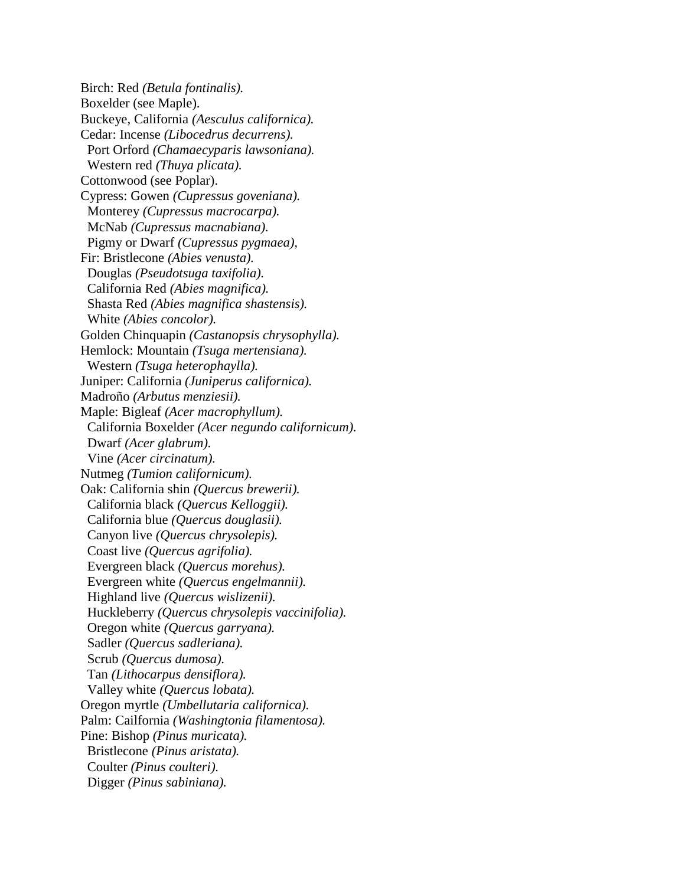Birch: Red *(Betula fontinalis).*
Boxelder (see Maple).
Buckeye, California *(Aesculus californica).*
Cedar: Incense *(Libocedrus decurrens).*
  Port Orford *(Chamaecyparis lawsoniana).*
  Western red *(Thuya plicata).*
Cottonwood (see Poplar).
Cypress: Gowen *(Cupressus goveniana).*
  Monterey *(Cupressus macrocarpa).*
  McNab *(Cupressus macnabiana).*
  Pigmy or Dwarf *(Cupressus pygmaea),*
Fir: Bristlecone *(Abies venusta).*
  Douglas *(Pseudotsuga taxifolia).*
  California Red *(Abies magnifica).*
  Shasta Red *(Abies magnifica shastensis).*
  White *(Abies concolor).*
Golden Chinquapin *(Castanopsis chrysophylla).*
Hemlock: Mountain *(Tsuga mertensiana).*
  Western *(Tsuga heterophaylla).*
Juniper: California *(Juniperus californica).*
Madroño *(Arbutus menziesii).*
Maple: Bigleaf *(Acer macrophyllum).*
  California Boxelder *(Acer negundo californicum).*
  Dwarf *(Acer glabrum).*
  Vine *(Acer circinatum).*
Nutmeg *(Tumion californicum).*
Oak: California shin *(Quercus brewerii).*
  California black *(Quercus Kelloggii).*
  California blue *(Quercus douglasii).*
  Canyon live *(Quercus chrysolepis).*
  Coast live *(Quercus agrifolia).*
  Evergreen black *(Quercus morehus).*
  Evergreen white *(Quercus engelmannii).*
  Highland live *(Quercus wislizenii).*
  Huckleberry *(Quercus chrysolepis vaccinifolia).*
  Oregon white *(Quercus garryana).*
  Sadler *(Quercus sadleriana).*
  Scrub *(Quercus dumosa).*
  Tan *(Lithocarpus densiflora).*
  Valley white *(Quercus lobata).*
Oregon myrtle *(Umbellutaria californica).*
Palm: Cailfornia *(Washingtonia filamentosa).*
Pine: Bishop *(Pinus muricata).*
  Bristlecone *(Pinus aristata).*
  Coulter *(Pinus coulteri).*
  Digger *(Pinus sabiniana).*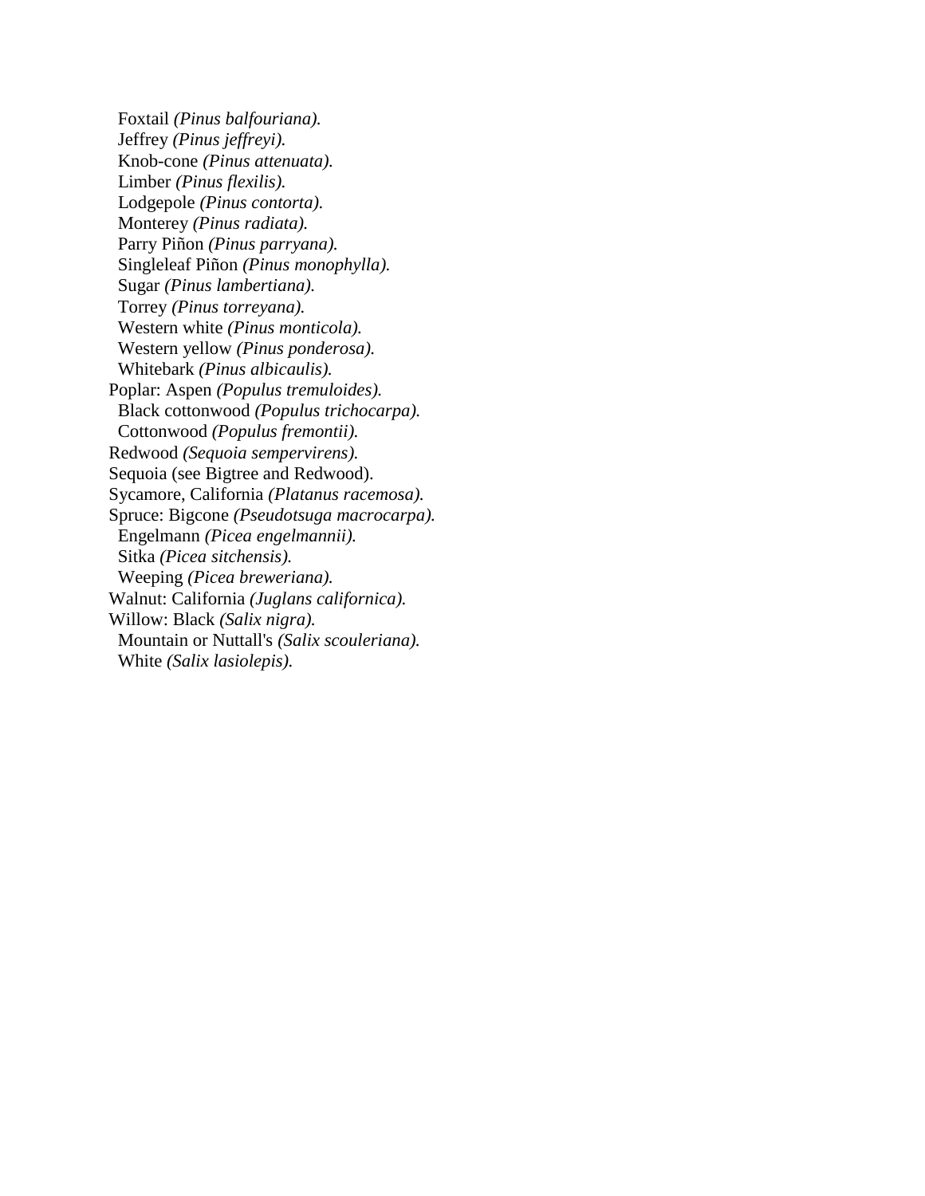Foxtail *(Pinus balfouriana).*  
Jeffrey *(Pinus jeffreyi).*  
Knob-cone *(Pinus attenuata).*  
Limber *(Pinus flexilis).*  
Lodgepole *(Pinus contorta).*  
Monterey *(Pinus radiata).*  
Parry Piñon *(Pinus parryana).*  
Singleleaf Piñon *(Pinus monophylla).*  
Sugar *(Pinus lambertiana).*  
Torrey *(Pinus torreyana).*  
Western white *(Pinus monticola).*  
Western yellow *(Pinus ponderosa).*  
Whitebark *(Pinus albicaulis).*  
Poplar: Aspen *(Populus tremuloides).*  
Black cottonwood *(Populus trichocarpa).*  
Cottonwood *(Populus fremontii).*  
Redwood *(Sequoia sempervirens).*  
Sequoia (see Bigtree and Redwood).  
Sycamore, California *(Platanus racemosa).*  
Spruce: Bigcone *(Pseudotsuga macrocarpa).*  
Engelmann *(Picea engelmannii).*  
Sitka *(Picea sitchensis).*  
Weeping *(Picea breweriana).*  
Walnut: California *(Juglans californica).*  
Willow: Black *(Salix nigra).*  
Mountain or Nuttall's *(Salix scouleriana).*  
White *(Salix lasiolepis).*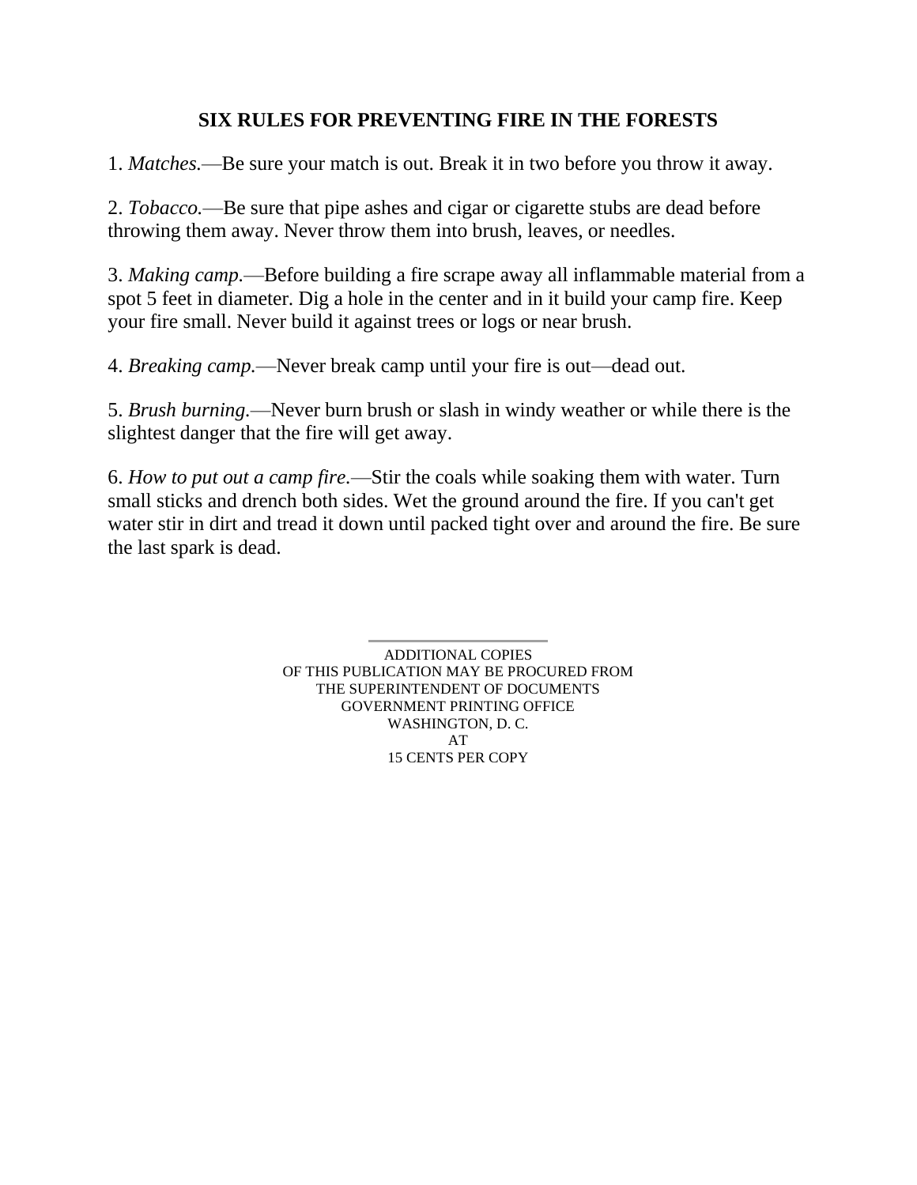## SIX RULES FOR PREVENTING FIRE IN THE FORESTS

1. *Matches.*—Be sure your match is out. Break it in two before you throw it away.

2. *Tobacco.*—Be sure that pipe ashes and cigar or cigarette stubs are dead before throwing them away. Never throw them into brush, leaves, or needles.

3. *Making camp.*—Before building a fire scrape away all inflammable material from a spot 5 feet in diameter. Dig a hole in the center and in it build your camp fire. Keep your fire small. Never build it against trees or logs or near brush.

4. *Breaking camp.*—Never break camp until your fire is out—dead out.

5. *Brush burning.*—Never burn brush or slash in windy weather or while there is the slightest danger that the fire will get away.

6. *How to put out a camp fire.*—Stir the coals while soaking them with water. Turn small sticks and drench both sides. Wet the ground around the fire. If you can't get water stir in dirt and tread it down until packed tight over and around the fire. Be sure the last spark is dead.

---

ADDITIONAL COPIES
OF THIS PUBLICATION MAY BE PROCURED FROM
THE SUPERINTENDENT OF DOCUMENTS
GOVERNMENT PRINTING OFFICE
WASHINGTON, D. C.
AT
15 CENTS PER COPY